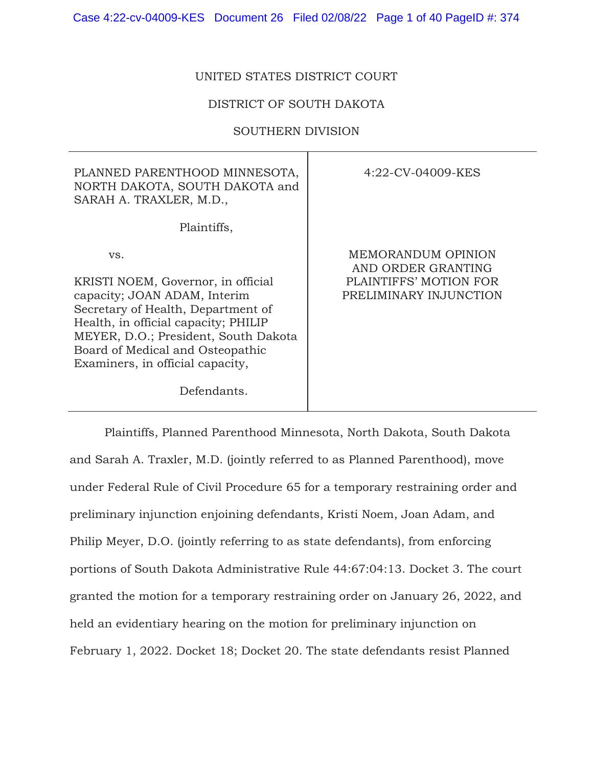UNITED STATES DISTRICT COURT

DISTRICT OF SOUTH DAKOTA

SOUTHERN DIVISION

| | |
|---|---|
| PLANNED PARENTHOOD MINNESOTA, NORTH DAKOTA, SOUTH DAKOTA and SARAH A. TRAXLER, M.D.,<br><br>Plaintiffs,<br><br>vs.<br><br>KRISTI NOEM, Governor, in official capacity; JOAN ADAM, Interim Secretary of Health, Department of Health, in official capacity; PHILIP MEYER, D.O.; President, South Dakota Board of Medical and Osteopathic Examiners, in official capacity,<br><br>Defendants. | 4:22-CV-04009-KES<br><br>MEMORANDUM OPINION AND ORDER GRANTING PLAINTIFFS' MOTION FOR PRELIMINARY INJUNCTION |

Plaintiffs, Planned Parenthood Minnesota, North Dakota, South Dakota and Sarah A. Traxler, M.D. (jointly referred to as Planned Parenthood), move under Federal Rule of Civil Procedure 65 for a temporary restraining order and preliminary injunction enjoining defendants, Kristi Noem, Joan Adam, and Philip Meyer, D.O. (jointly referring to as state defendants), from enforcing portions of South Dakota Administrative Rule 44:67:04:13. Docket 3. The court granted the motion for a temporary restraining order on January 26, 2022, and held an evidentiary hearing on the motion for preliminary injunction on February 1, 2022. Docket 18; Docket 20. The state defendants resist Planned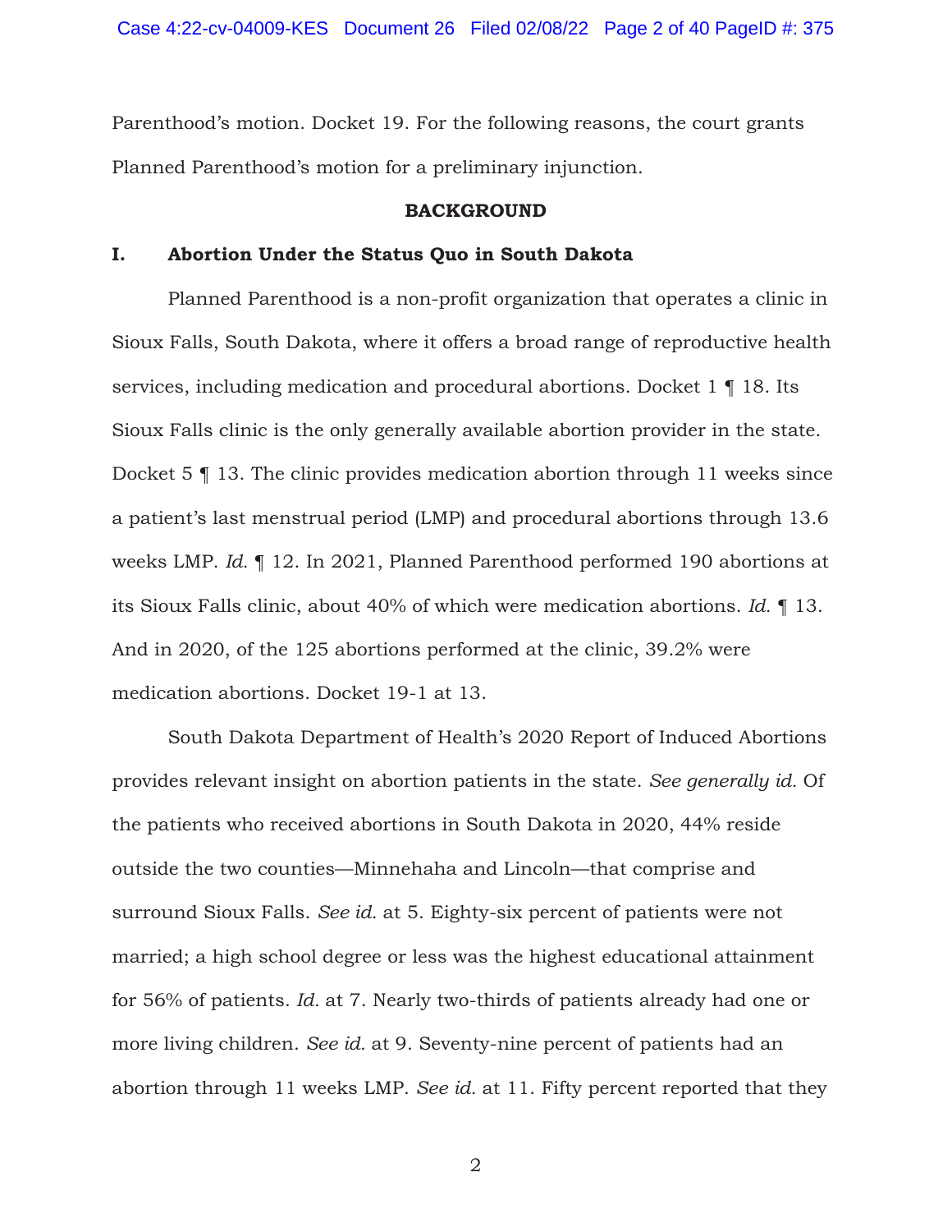Parenthood's motion. Docket 19. For the following reasons, the court grants Planned Parenthood's motion for a preliminary injunction.

## BACKGROUND

### I. Abortion Under the Status Quo in South Dakota

Planned Parenthood is a non-profit organization that operates a clinic in Sioux Falls, South Dakota, where it offers a broad range of reproductive health services, including medication and procedural abortions. Docket 1 ¶ 18. Its Sioux Falls clinic is the only generally available abortion provider in the state. Docket 5 ¶ 13. The clinic provides medication abortion through 11 weeks since a patient's last menstrual period (LMP) and procedural abortions through 13.6 weeks LMP. *Id.* ¶ 12. In 2021, Planned Parenthood performed 190 abortions at its Sioux Falls clinic, about 40% of which were medication abortions. *Id.* ¶ 13. And in 2020, of the 125 abortions performed at the clinic, 39.2% were medication abortions. Docket 19-1 at 13.

South Dakota Department of Health's 2020 Report of Induced Abortions provides relevant insight on abortion patients in the state. *See generally id.* Of the patients who received abortions in South Dakota in 2020, 44% reside outside the two counties—Minnehaha and Lincoln—that comprise and surround Sioux Falls. *See id.* at 5. Eighty-six percent of patients were not married; a high school degree or less was the highest educational attainment for 56% of patients. *Id.* at 7. Nearly two-thirds of patients already had one or more living children. *See id.* at 9. Seventy-nine percent of patients had an abortion through 11 weeks LMP. *See id.* at 11. Fifty percent reported that they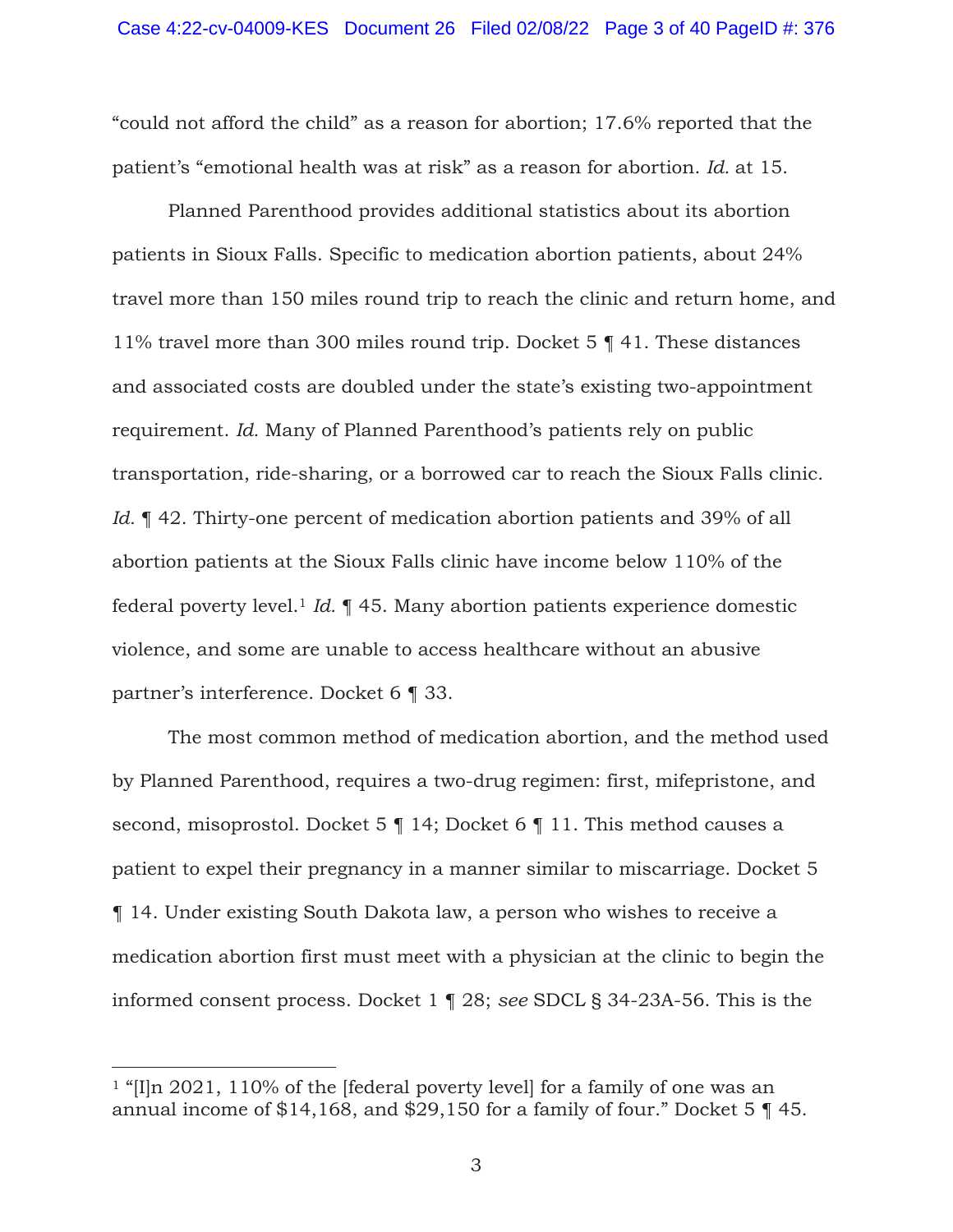"could not afford the child" as a reason for abortion; 17.6% reported that the patient's "emotional health was at risk" as a reason for abortion. *Id.* at 15.

Planned Parenthood provides additional statistics about its abortion patients in Sioux Falls. Specific to medication abortion patients, about 24% travel more than 150 miles round trip to reach the clinic and return home, and 11% travel more than 300 miles round trip. Docket 5 ¶ 41. These distances and associated costs are doubled under the state's existing two-appointment requirement. *Id.* Many of Planned Parenthood's patients rely on public transportation, ride-sharing, or a borrowed car to reach the Sioux Falls clinic. *Id.* ¶ 42. Thirty-one percent of medication abortion patients and 39% of all abortion patients at the Sioux Falls clinic have income below 110% of the federal poverty level.[1] *Id.* ¶ 45. Many abortion patients experience domestic violence, and some are unable to access healthcare without an abusive partner's interference. Docket 6 ¶ 33.

The most common method of medication abortion, and the method used by Planned Parenthood, requires a two-drug regimen: first, mifepristone, and second, misoprostol. Docket 5 ¶ 14; Docket 6 ¶ 11. This method causes a patient to expel their pregnancy in a manner similar to miscarriage. Docket 5 ¶ 14. Under existing South Dakota law, a person who wishes to receive a medication abortion first must meet with a physician at the clinic to begin the informed consent process. Docket 1 ¶ 28; *see* SDCL § 34-23A-56. This is the

---

[1] "[I]n 2021, 110% of the [federal poverty level] for a family of one was an annual income of $14,168, and $29,150 for a family of four." Docket 5 ¶ 45.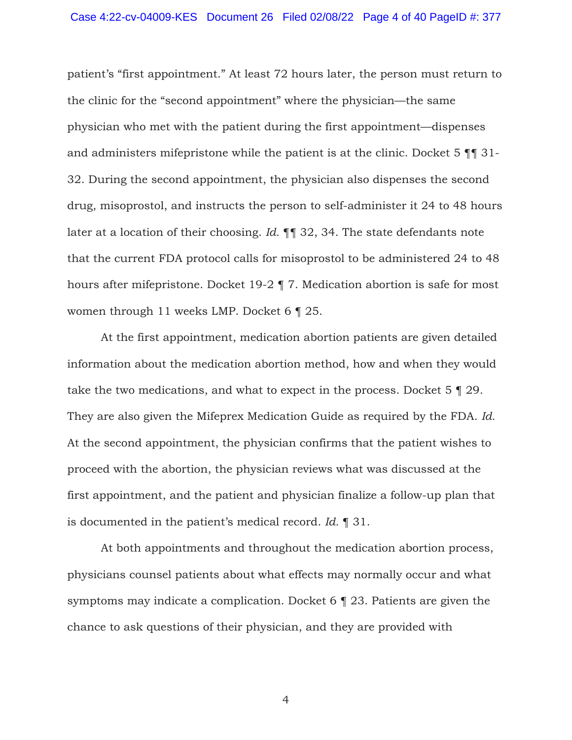patient's "first appointment." At least 72 hours later, the person must return to the clinic for the "second appointment" where the physician—the same physician who met with the patient during the first appointment—dispenses and administers mifepristone while the patient is at the clinic. Docket 5 ¶¶ 31-32. During the second appointment, the physician also dispenses the second drug, misoprostol, and instructs the person to self-administer it 24 to 48 hours later at a location of their choosing. *Id.* ¶¶ 32, 34. The state defendants note that the current FDA protocol calls for misoprostol to be administered 24 to 48 hours after mifepristone. Docket 19-2 ¶ 7. Medication abortion is safe for most women through 11 weeks LMP. Docket 6 ¶ 25.

At the first appointment, medication abortion patients are given detailed information about the medication abortion method, how and when they would take the two medications, and what to expect in the process. Docket 5 ¶ 29. They are also given the Mifeprex Medication Guide as required by the FDA. *Id.* At the second appointment, the physician confirms that the patient wishes to proceed with the abortion, the physician reviews what was discussed at the first appointment, and the patient and physician finalize a follow-up plan that is documented in the patient's medical record. *Id.* ¶ 31.

At both appointments and throughout the medication abortion process, physicians counsel patients about what effects may normally occur and what symptoms may indicate a complication. Docket 6 ¶ 23. Patients are given the chance to ask questions of their physician, and they are provided with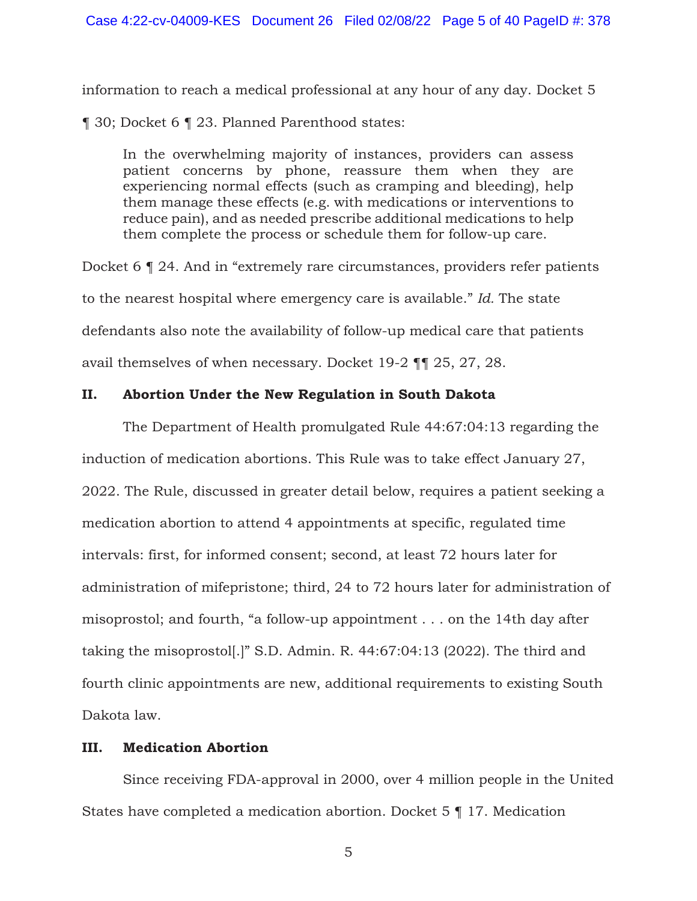information to reach a medical professional at any hour of any day. Docket 5 ¶ 30; Docket 6 ¶ 23. Planned Parenthood states:

> In the overwhelming majority of instances, providers can assess patient concerns by phone, reassure them when they are experiencing normal effects (such as cramping and bleeding), help them manage these effects (e.g. with medications or interventions to reduce pain), and as needed prescribe additional medications to help them complete the process or schedule them for follow-up care.

Docket 6 ¶ 24. And in "extremely rare circumstances, providers refer patients to the nearest hospital where emergency care is available." *Id.* The state defendants also note the availability of follow-up medical care that patients avail themselves of when necessary. Docket 19-2 ¶¶ 25, 27, 28.

## II. Abortion Under the New Regulation in South Dakota

The Department of Health promulgated Rule 44:67:04:13 regarding the induction of medication abortions. This Rule was to take effect January 27, 2022. The Rule, discussed in greater detail below, requires a patient seeking a medication abortion to attend 4 appointments at specific, regulated time intervals: first, for informed consent; second, at least 72 hours later for administration of mifepristone; third, 24 to 72 hours later for administration of misoprostol; and fourth, "a follow-up appointment . . . on the 14th day after taking the misoprostol[.]" S.D. Admin. R. 44:67:04:13 (2022). The third and fourth clinic appointments are new, additional requirements to existing South Dakota law.

## III. Medication Abortion

Since receiving FDA-approval in 2000, over 4 million people in the United States have completed a medication abortion. Docket 5 ¶ 17. Medication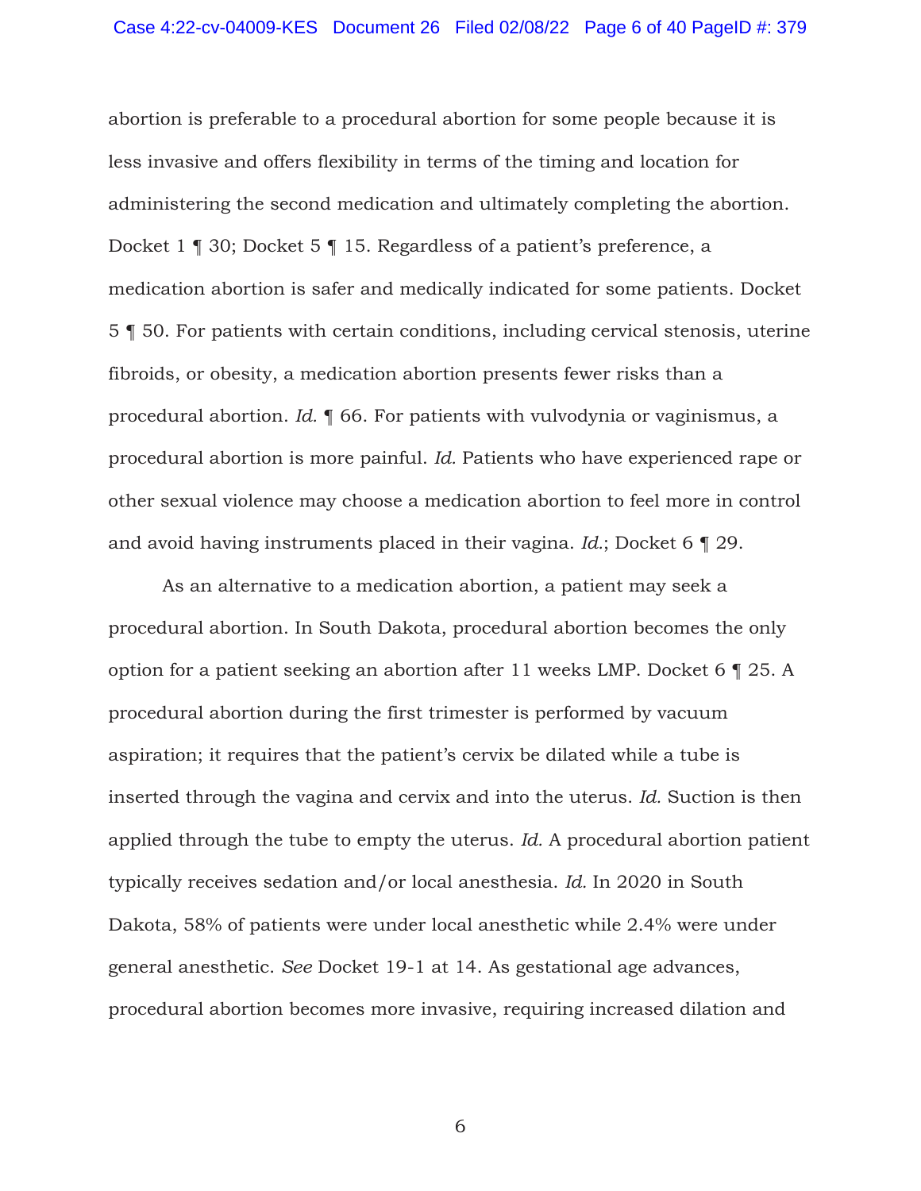abortion is preferable to a procedural abortion for some people because it is less invasive and offers flexibility in terms of the timing and location for administering the second medication and ultimately completing the abortion. Docket 1 ¶ 30; Docket 5 ¶ 15. Regardless of a patient's preference, a medication abortion is safer and medically indicated for some patients. Docket 5 ¶ 50. For patients with certain conditions, including cervical stenosis, uterine fibroids, or obesity, a medication abortion presents fewer risks than a procedural abortion. *Id.* ¶ 66. For patients with vulvodynia or vaginismus, a procedural abortion is more painful. *Id.* Patients who have experienced rape or other sexual violence may choose a medication abortion to feel more in control and avoid having instruments placed in their vagina. *Id.*; Docket 6 ¶ 29.

As an alternative to a medication abortion, a patient may seek a procedural abortion. In South Dakota, procedural abortion becomes the only option for a patient seeking an abortion after 11 weeks LMP. Docket 6 ¶ 25. A procedural abortion during the first trimester is performed by vacuum aspiration; it requires that the patient's cervix be dilated while a tube is inserted through the vagina and cervix and into the uterus. *Id.* Suction is then applied through the tube to empty the uterus. *Id.* A procedural abortion patient typically receives sedation and/or local anesthesia. *Id.* In 2020 in South Dakota, 58% of patients were under local anesthetic while 2.4% were under general anesthetic. *See* Docket 19-1 at 14. As gestational age advances, procedural abortion becomes more invasive, requiring increased dilation and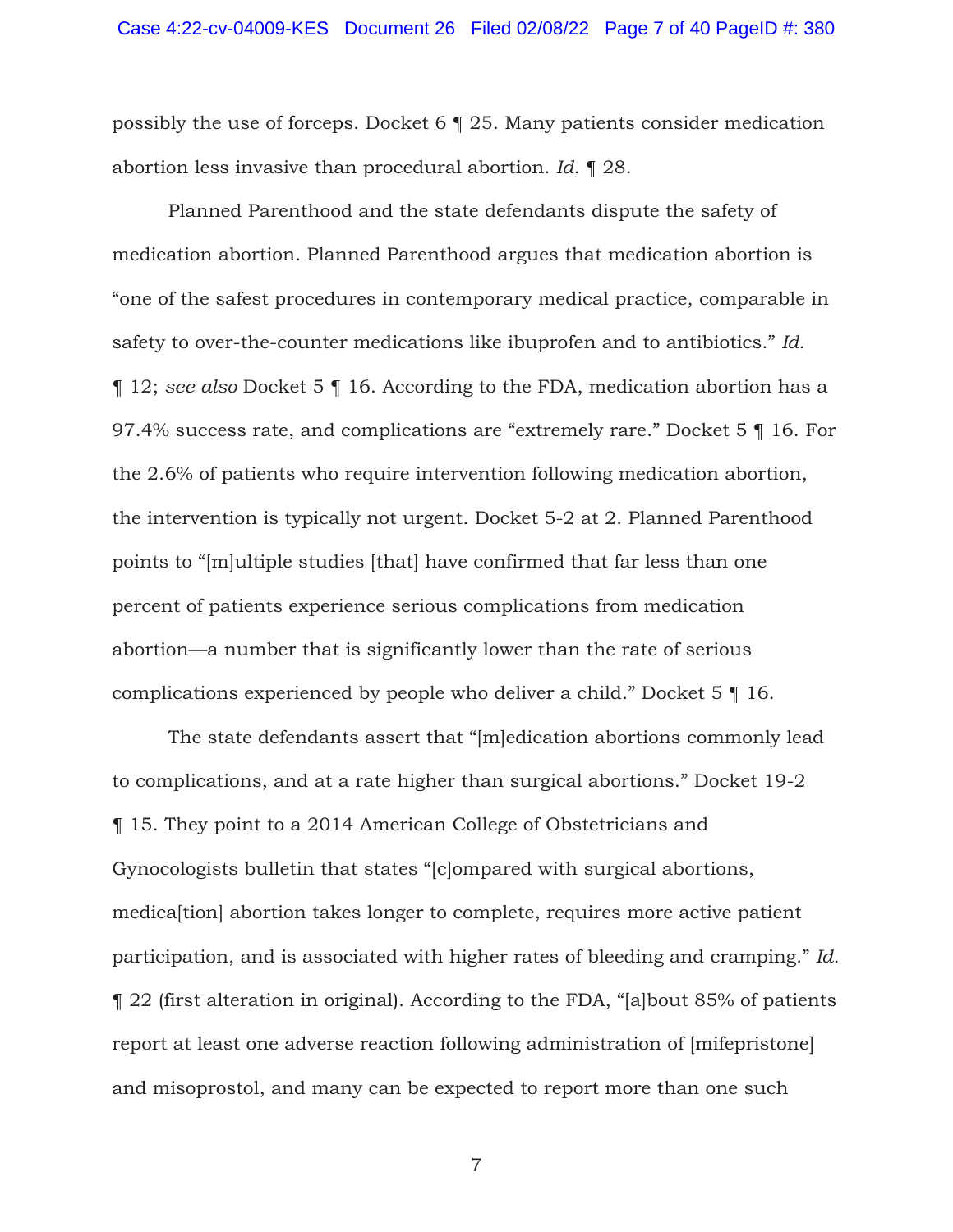possibly the use of forceps. Docket 6 ¶ 25. Many patients consider medication abortion less invasive than procedural abortion. *Id.* ¶ 28.

Planned Parenthood and the state defendants dispute the safety of medication abortion. Planned Parenthood argues that medication abortion is "one of the safest procedures in contemporary medical practice, comparable in safety to over-the-counter medications like ibuprofen and to antibiotics." *Id.* ¶ 12; *see also* Docket 5 ¶ 16. According to the FDA, medication abortion has a 97.4% success rate, and complications are "extremely rare." Docket 5 ¶ 16. For the 2.6% of patients who require intervention following medication abortion, the intervention is typically not urgent. Docket 5-2 at 2. Planned Parenthood points to "[m]ultiple studies [that] have confirmed that far less than one percent of patients experience serious complications from medication abortion—a number that is significantly lower than the rate of serious complications experienced by people who deliver a child." Docket 5 ¶ 16.

The state defendants assert that "[m]edication abortions commonly lead to complications, and at a rate higher than surgical abortions." Docket 19-2 ¶ 15. They point to a 2014 American College of Obstetricians and Gynocologists bulletin that states "[c]ompared with surgical abortions, medica[tion] abortion takes longer to complete, requires more active patient participation, and is associated with higher rates of bleeding and cramping." *Id.* ¶ 22 (first alteration in original). According to the FDA, "[a]bout 85% of patients report at least one adverse reaction following administration of [mifepristone] and misoprostol, and many can be expected to report more than one such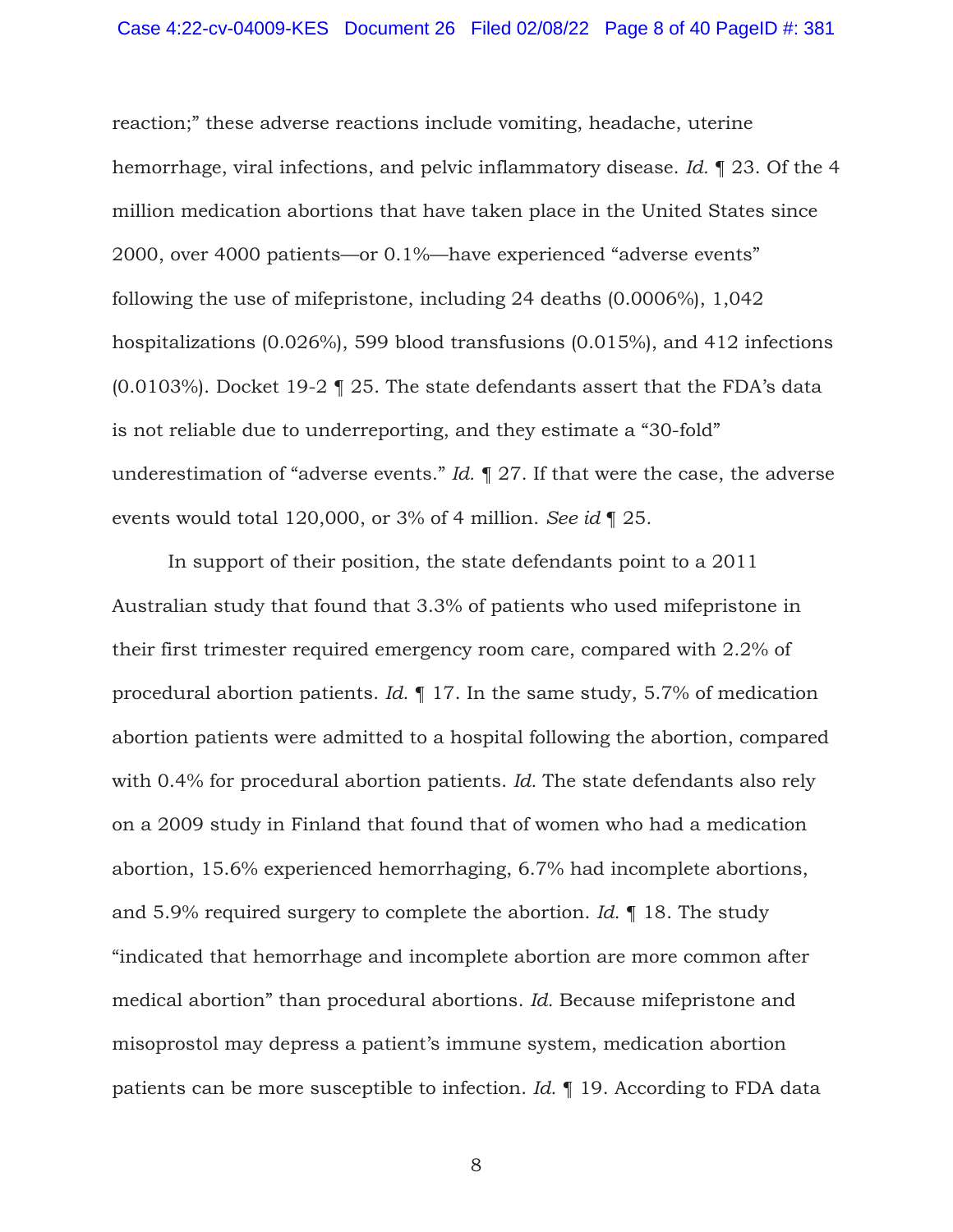reaction;" these adverse reactions include vomiting, headache, uterine hemorrhage, viral infections, and pelvic inflammatory disease. *Id.* ¶ 23. Of the 4 million medication abortions that have taken place in the United States since 2000, over 4000 patients—or 0.1%—have experienced "adverse events" following the use of mifepristone, including 24 deaths (0.0006%), 1,042 hospitalizations (0.026%), 599 blood transfusions (0.015%), and 412 infections (0.0103%). Docket 19-2 ¶ 25. The state defendants assert that the FDA's data is not reliable due to underreporting, and they estimate a "30-fold" underestimation of "adverse events." *Id.* ¶ 27. If that were the case, the adverse events would total 120,000, or 3% of 4 million. *See id* ¶ 25.

In support of their position, the state defendants point to a 2011 Australian study that found that 3.3% of patients who used mifepristone in their first trimester required emergency room care, compared with 2.2% of procedural abortion patients. *Id.* ¶ 17. In the same study, 5.7% of medication abortion patients were admitted to a hospital following the abortion, compared with 0.4% for procedural abortion patients. *Id.* The state defendants also rely on a 2009 study in Finland that found that of women who had a medication abortion, 15.6% experienced hemorrhaging, 6.7% had incomplete abortions, and 5.9% required surgery to complete the abortion. *Id.* ¶ 18. The study "indicated that hemorrhage and incomplete abortion are more common after medical abortion" than procedural abortions. *Id.* Because mifepristone and misoprostol may depress a patient's immune system, medication abortion patients can be more susceptible to infection. *Id.* ¶ 19. According to FDA data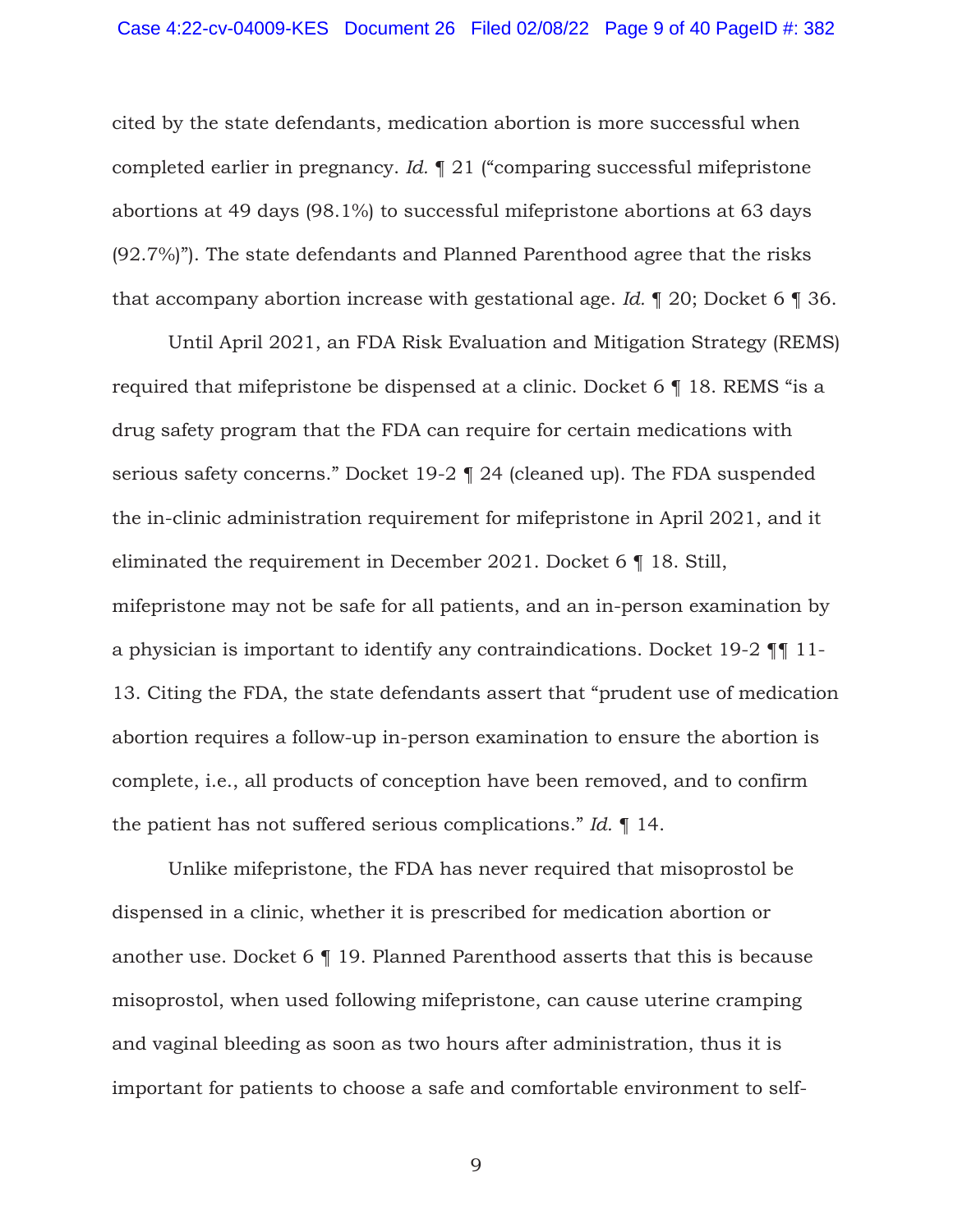cited by the state defendants, medication abortion is more successful when completed earlier in pregnancy. *Id.* ¶ 21 ("comparing successful mifepristone abortions at 49 days (98.1%) to successful mifepristone abortions at 63 days (92.7%)"). The state defendants and Planned Parenthood agree that the risks that accompany abortion increase with gestational age. *Id.* ¶ 20; Docket 6 ¶ 36.

Until April 2021, an FDA Risk Evaluation and Mitigation Strategy (REMS) required that mifepristone be dispensed at a clinic. Docket 6 ¶ 18. REMS "is a drug safety program that the FDA can require for certain medications with serious safety concerns." Docket 19-2 ¶ 24 (cleaned up). The FDA suspended the in-clinic administration requirement for mifepristone in April 2021, and it eliminated the requirement in December 2021. Docket 6 ¶ 18. Still, mifepristone may not be safe for all patients, and an in-person examination by a physician is important to identify any contraindications. Docket 19-2 ¶¶ 11-13. Citing the FDA, the state defendants assert that "prudent use of medication abortion requires a follow-up in-person examination to ensure the abortion is complete, i.e., all products of conception have been removed, and to confirm the patient has not suffered serious complications." *Id.* ¶ 14.

Unlike mifepristone, the FDA has never required that misoprostol be dispensed in a clinic, whether it is prescribed for medication abortion or another use. Docket 6 ¶ 19. Planned Parenthood asserts that this is because misoprostol, when used following mifepristone, can cause uterine cramping and vaginal bleeding as soon as two hours after administration, thus it is important for patients to choose a safe and comfortable environment to self-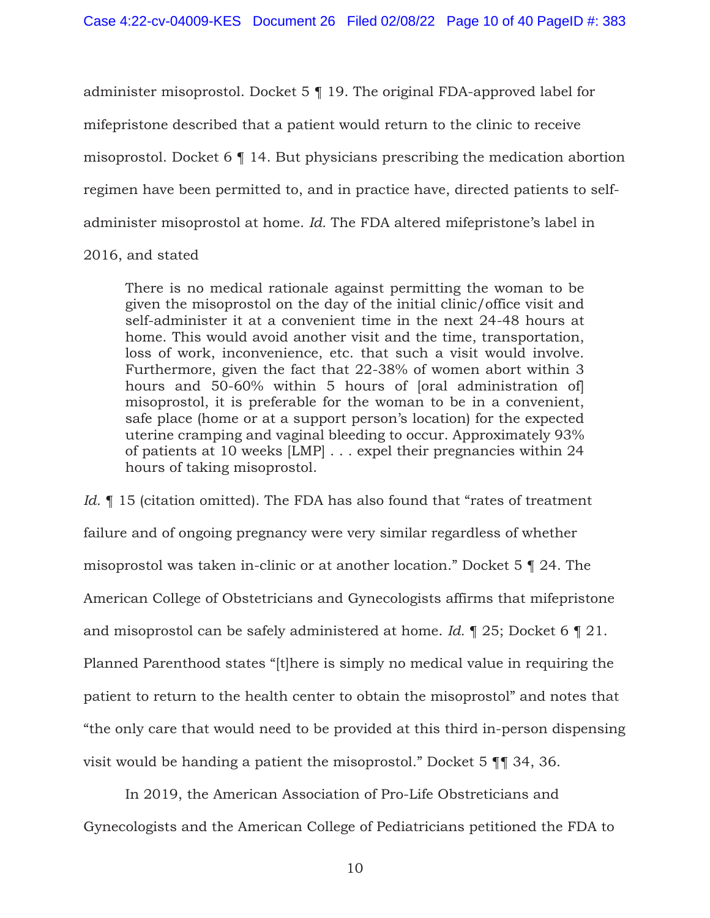administer misoprostol. Docket 5 ¶ 19. The original FDA-approved label for mifepristone described that a patient would return to the clinic to receive misoprostol. Docket 6 ¶ 14. But physicians prescribing the medication abortion regimen have been permitted to, and in practice have, directed patients to self-administer misoprostol at home. *Id.* The FDA altered mifepristone's label in 2016, and stated

> There is no medical rationale against permitting the woman to be given the misoprostol on the day of the initial clinic/office visit and self-administer it at a convenient time in the next 24-48 hours at home. This would avoid another visit and the time, transportation, loss of work, inconvenience, etc. that such a visit would involve. Furthermore, given the fact that 22-38% of women abort within 3 hours and 50-60% within 5 hours of [oral administration of] misoprostol, it is preferable for the woman to be in a convenient, safe place (home or at a support person's location) for the expected uterine cramping and vaginal bleeding to occur. Approximately 93% of patients at 10 weeks [LMP] . . . expel their pregnancies within 24 hours of taking misoprostol.

*Id.* ¶ 15 (citation omitted). The FDA has also found that "rates of treatment failure and of ongoing pregnancy were very similar regardless of whether misoprostol was taken in-clinic or at another location." Docket 5 ¶ 24. The American College of Obstetricians and Gynecologists affirms that mifepristone and misoprostol can be safely administered at home. *Id.* ¶ 25; Docket 6 ¶ 21. Planned Parenthood states "[t]here is simply no medical value in requiring the patient to return to the health center to obtain the misoprostol" and notes that "the only care that would need to be provided at this third in-person dispensing visit would be handing a patient the misoprostol." Docket 5 ¶¶ 34, 36.

In 2019, the American Association of Pro-Life Obstreticians and Gynecologists and the American College of Pediatricians petitioned the FDA to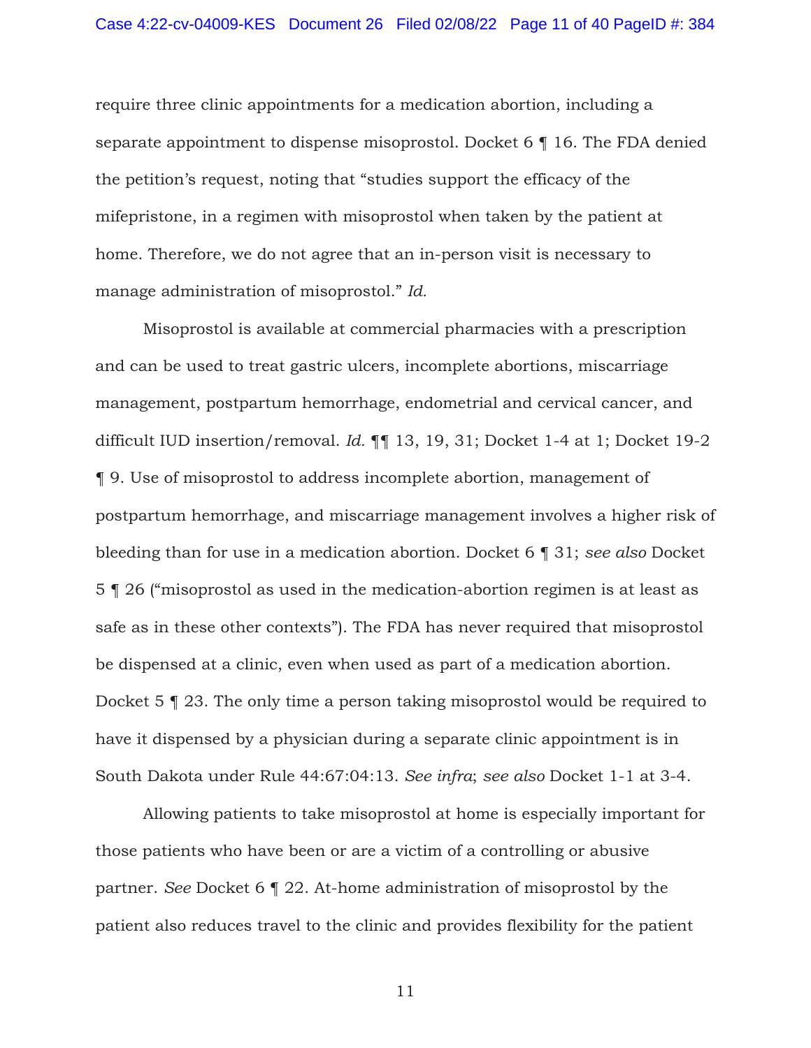require three clinic appointments for a medication abortion, including a separate appointment to dispense misoprostol. Docket 6 ¶ 16. The FDA denied the petition's request, noting that "studies support the efficacy of the mifepristone, in a regimen with misoprostol when taken by the patient at home. Therefore, we do not agree that an in-person visit is necessary to manage administration of misoprostol." *Id.*

Misoprostol is available at commercial pharmacies with a prescription and can be used to treat gastric ulcers, incomplete abortions, miscarriage management, postpartum hemorrhage, endometrial and cervical cancer, and difficult IUD insertion/removal. *Id.* ¶¶ 13, 19, 31; Docket 1-4 at 1; Docket 19-2 ¶ 9. Use of misoprostol to address incomplete abortion, management of postpartum hemorrhage, and miscarriage management involves a higher risk of bleeding than for use in a medication abortion. Docket 6 ¶ 31; *see also* Docket 5 ¶ 26 ("misoprostol as used in the medication-abortion regimen is at least as safe as in these other contexts"). The FDA has never required that misoprostol be dispensed at a clinic, even when used as part of a medication abortion. Docket 5 ¶ 23. The only time a person taking misoprostol would be required to have it dispensed by a physician during a separate clinic appointment is in South Dakota under Rule 44:67:04:13. *See infra*; *see also* Docket 1-1 at 3-4.

Allowing patients to take misoprostol at home is especially important for those patients who have been or are a victim of a controlling or abusive partner. *See* Docket 6 ¶ 22. At-home administration of misoprostol by the patient also reduces travel to the clinic and provides flexibility for the patient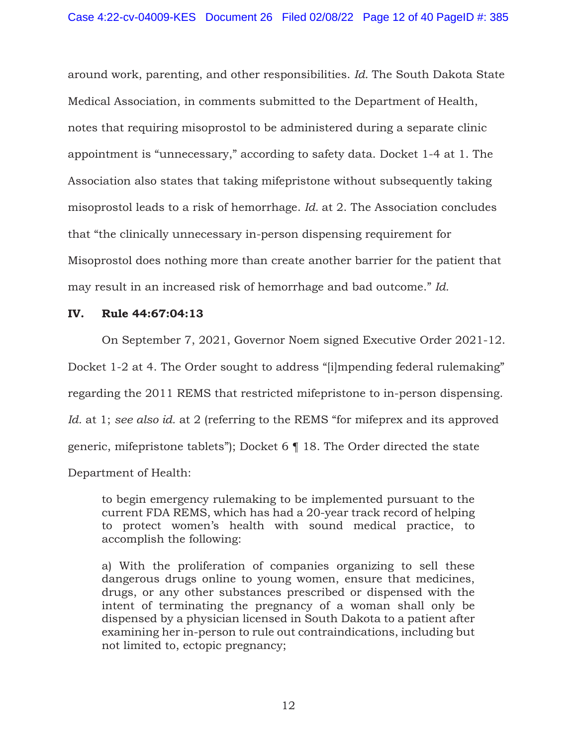around work, parenting, and other responsibilities. *Id.* The South Dakota State Medical Association, in comments submitted to the Department of Health, notes that requiring misoprostol to be administered during a separate clinic appointment is "unnecessary," according to safety data. Docket 1-4 at 1. The Association also states that taking mifepristone without subsequently taking misoprostol leads to a risk of hemorrhage. *Id.* at 2. The Association concludes that "the clinically unnecessary in-person dispensing requirement for Misoprostol does nothing more than create another barrier for the patient that may result in an increased risk of hemorrhage and bad outcome." *Id.*

## IV. Rule 44:67:04:13

On September 7, 2021, Governor Noem signed Executive Order 2021-12. Docket 1-2 at 4. The Order sought to address "[i]mpending federal rulemaking" regarding the 2011 REMS that restricted mifepristone to in-person dispensing. *Id.* at 1; *see also id.* at 2 (referring to the REMS "for mifeprex and its approved generic, mifepristone tablets"); Docket 6 ¶ 18. The Order directed the state Department of Health:

> to begin emergency rulemaking to be implemented pursuant to the current FDA REMS, which has had a 20-year track record of helping to protect women's health with sound medical practice, to accomplish the following:
>
> a) With the proliferation of companies organizing to sell these dangerous drugs online to young women, ensure that medicines, drugs, or any other substances prescribed or dispensed with the intent of terminating the pregnancy of a woman shall only be dispensed by a physician licensed in South Dakota to a patient after examining her in-person to rule out contraindications, including but not limited to, ectopic pregnancy;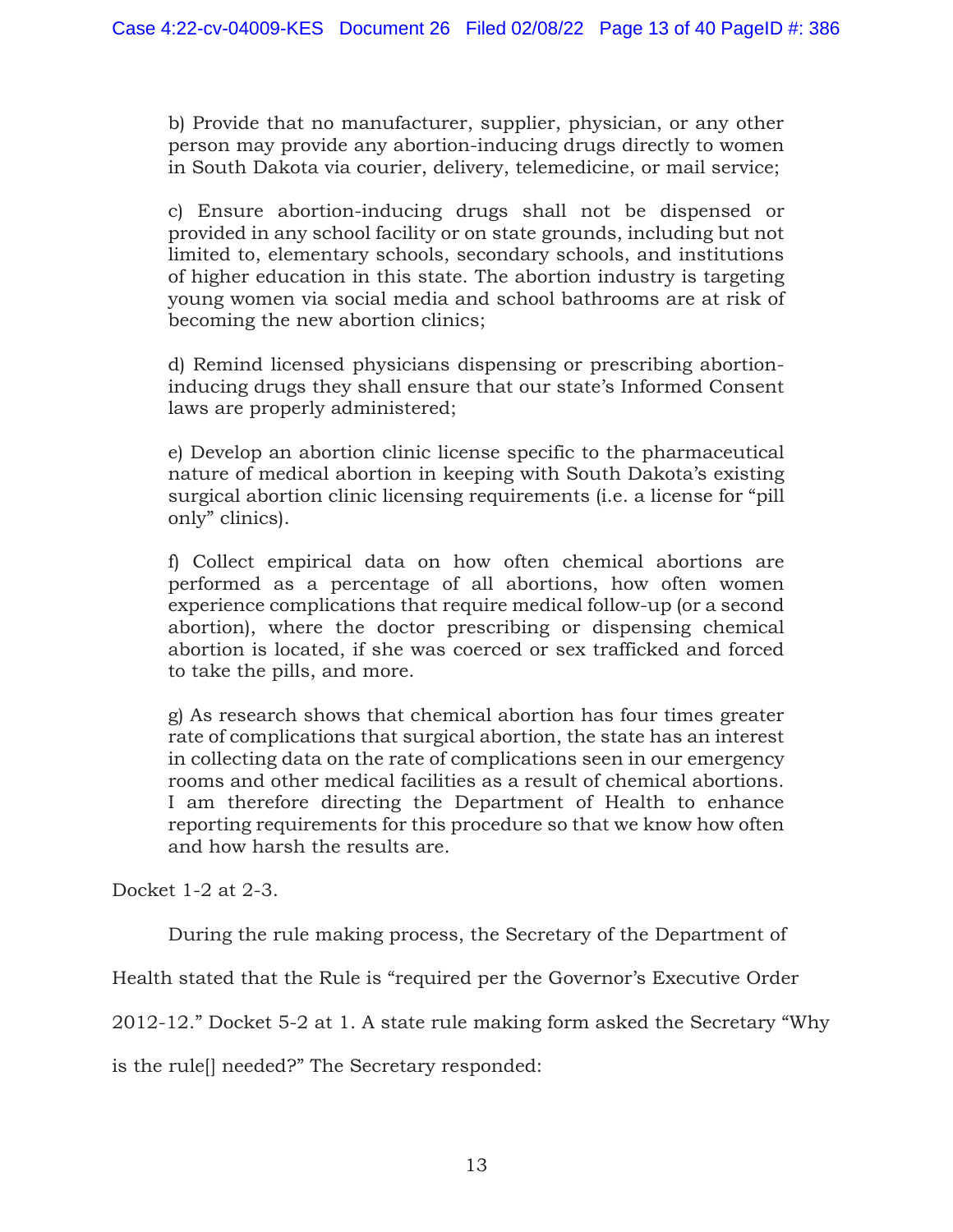> b) Provide that no manufacturer, supplier, physician, or any other person may provide any abortion-inducing drugs directly to women in South Dakota via courier, delivery, telemedicine, or mail service;
>
> c) Ensure abortion-inducing drugs shall not be dispensed or provided in any school facility or on state grounds, including but not limited to, elementary schools, secondary schools, and institutions of higher education in this state. The abortion industry is targeting young women via social media and school bathrooms are at risk of becoming the new abortion clinics;
>
> d) Remind licensed physicians dispensing or prescribing abortion-inducing drugs they shall ensure that our state's Informed Consent laws are properly administered;
>
> e) Develop an abortion clinic license specific to the pharmaceutical nature of medical abortion in keeping with South Dakota's existing surgical abortion clinic licensing requirements (i.e. a license for "pill only" clinics).
>
> f) Collect empirical data on how often chemical abortions are performed as a percentage of all abortions, how often women experience complications that require medical follow-up (or a second abortion), where the doctor prescribing or dispensing chemical abortion is located, if she was coerced or sex trafficked and forced to take the pills, and more.
>
> g) As research shows that chemical abortion has four times greater rate of complications that surgical abortion, the state has an interest in collecting data on the rate of complications seen in our emergency rooms and other medical facilities as a result of chemical abortions. I am therefore directing the Department of Health to enhance reporting requirements for this procedure so that we know how often and how harsh the results are.

Docket 1-2 at 2-3.

During the rule making process, the Secretary of the Department of Health stated that the Rule is "required per the Governor's Executive Order 2012-12." Docket 5-2 at 1. A state rule making form asked the Secretary "Why is the rule[] needed?" The Secretary responded: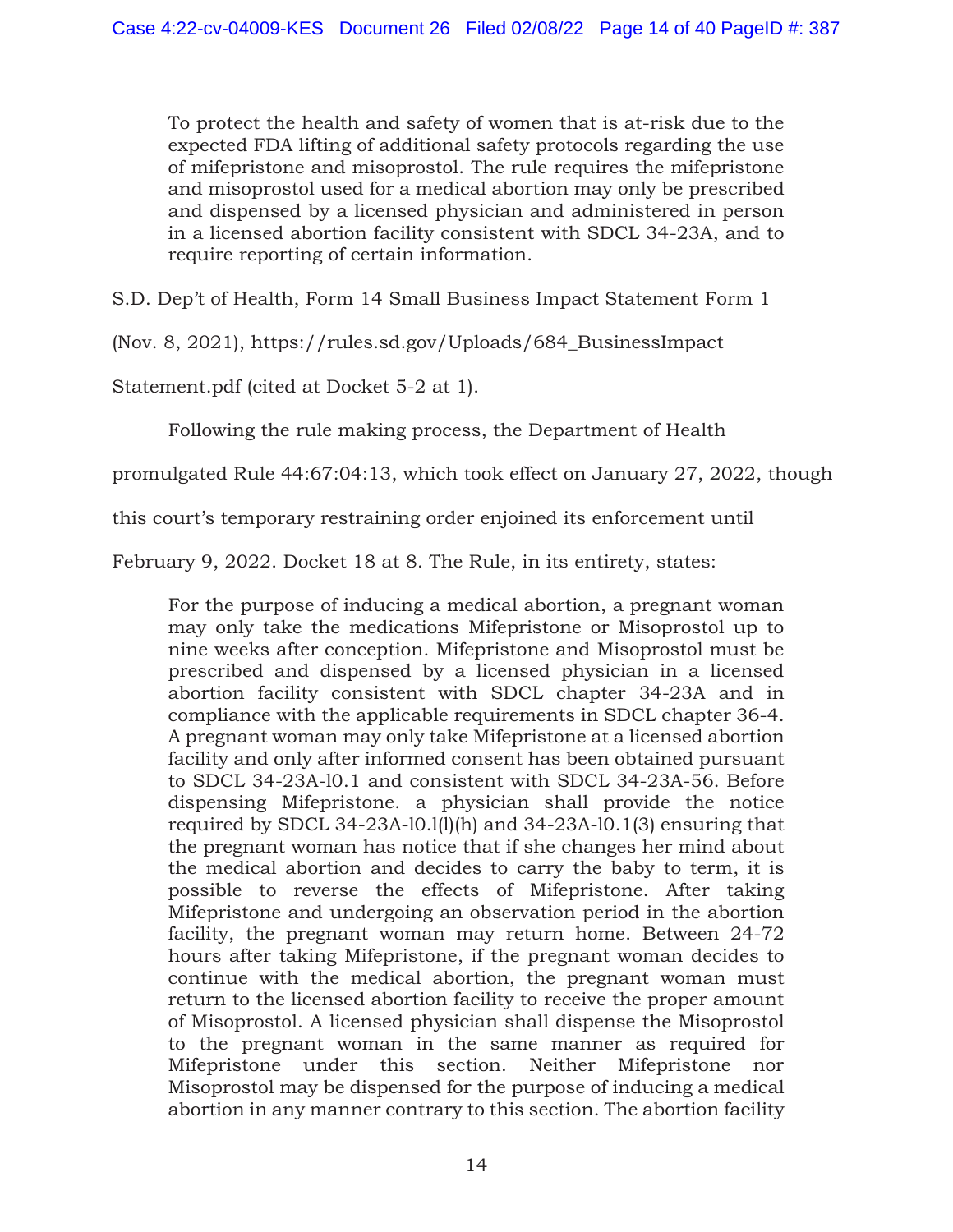> To protect the health and safety of women that is at-risk due to the expected FDA lifting of additional safety protocols regarding the use of mifepristone and misoprostol. The rule requires the mifepristone and misoprostol used for a medical abortion may only be prescribed and dispensed by a licensed physician and administered in person in a licensed abortion facility consistent with SDCL 34-23A, and to require reporting of certain information.

S.D. Dep't of Health, Form 14 Small Business Impact Statement Form 1 (Nov. 8, 2021), https://rules.sd.gov/Uploads/684_BusinessImpactStatement.pdf (cited at Docket 5-2 at 1).

Following the rule making process, the Department of Health promulgated Rule 44:67:04:13, which took effect on January 27, 2022, though this court's temporary restraining order enjoined its enforcement until February 9, 2022. Docket 18 at 8. The Rule, in its entirety, states:

> For the purpose of inducing a medical abortion, a pregnant woman may only take the medications Mifepristone or Misoprostol up to nine weeks after conception. Mifepristone and Misoprostol must be prescribed and dispensed by a licensed physician in a licensed abortion facility consistent with SDCL chapter 34-23A and in compliance with the applicable requirements in SDCL chapter 36-4. A pregnant woman may only take Mifepristone at a licensed abortion facility and only after informed consent has been obtained pursuant to SDCL 34-23A-l0.1 and consistent with SDCL 34-23A-56. Before dispensing Mifepristone. a physician shall provide the notice required by SDCL 34-23A-l0.l(l)(h) and 34-23A-l0.1(3) ensuring that the pregnant woman has notice that if she changes her mind about the medical abortion and decides to carry the baby to term, it is possible to reverse the effects of Mifepristone. After taking Mifepristone and undergoing an observation period in the abortion facility, the pregnant woman may return home. Between 24-72 hours after taking Mifepristone, if the pregnant woman decides to continue with the medical abortion, the pregnant woman must return to the licensed abortion facility to receive the proper amount of Misoprostol. A licensed physician shall dispense the Misoprostol to the pregnant woman in the same manner as required for Mifepristone under this section. Neither Mifepristone nor Misoprostol may be dispensed for the purpose of inducing a medical abortion in any manner contrary to this section. The abortion facility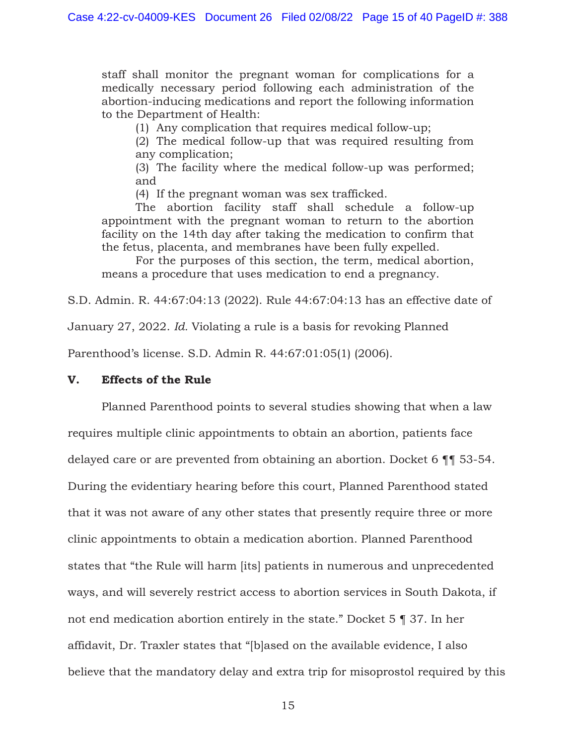> staff shall monitor the pregnant woman for complications for a medically necessary period following each administration of the abortion-inducing medications and report the following information to the Department of Health:
>
> (1) Any complication that requires medical follow-up;
>
> (2) The medical follow-up that was required resulting from any complication;
>
> (3) The facility where the medical follow-up was performed; and
>
> (4) If the pregnant woman was sex trafficked.
>
> The abortion facility staff shall schedule a follow-up appointment with the pregnant woman to return to the abortion facility on the 14th day after taking the medication to confirm that the fetus, placenta, and membranes have been fully expelled.
>
> For the purposes of this section, the term, medical abortion, means a procedure that uses medication to end a pregnancy.

S.D. Admin. R. 44:67:04:13 (2022). Rule 44:67:04:13 has an effective date of January 27, 2022. *Id.* Violating a rule is a basis for revoking Planned Parenthood's license. S.D. Admin R. 44:67:01:05(1) (2006).

## V. Effects of the Rule

Planned Parenthood points to several studies showing that when a law requires multiple clinic appointments to obtain an abortion, patients face delayed care or are prevented from obtaining an abortion. Docket 6 ¶¶ 53-54. During the evidentiary hearing before this court, Planned Parenthood stated that it was not aware of any other states that presently require three or more clinic appointments to obtain a medication abortion. Planned Parenthood states that "the Rule will harm [its] patients in numerous and unprecedented ways, and will severely restrict access to abortion services in South Dakota, if not end medication abortion entirely in the state." Docket 5 ¶ 37. In her affidavit, Dr. Traxler states that "[b]ased on the available evidence, I also believe that the mandatory delay and extra trip for misoprostol required by this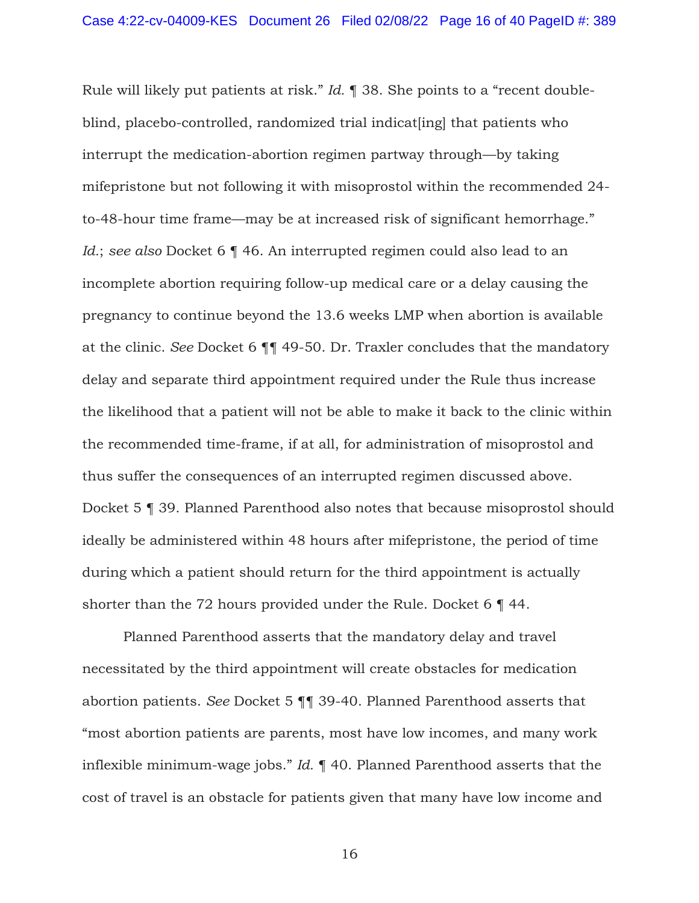Rule will likely put patients at risk." *Id.* ¶ 38. She points to a "recent double-blind, placebo-controlled, randomized trial indicat[ing] that patients who interrupt the medication-abortion regimen partway through—by taking mifepristone but not following it with misoprostol within the recommended 24-to-48-hour time frame—may be at increased risk of significant hemorrhage." *Id.*; *see also* Docket 6 ¶ 46. An interrupted regimen could also lead to an incomplete abortion requiring follow-up medical care or a delay causing the pregnancy to continue beyond the 13.6 weeks LMP when abortion is available at the clinic. *See* Docket 6 ¶¶ 49-50. Dr. Traxler concludes that the mandatory delay and separate third appointment required under the Rule thus increase the likelihood that a patient will not be able to make it back to the clinic within the recommended time-frame, if at all, for administration of misoprostol and thus suffer the consequences of an interrupted regimen discussed above. Docket 5 ¶ 39. Planned Parenthood also notes that because misoprostol should ideally be administered within 48 hours after mifepristone, the period of time during which a patient should return for the third appointment is actually shorter than the 72 hours provided under the Rule. Docket 6 ¶ 44.

Planned Parenthood asserts that the mandatory delay and travel necessitated by the third appointment will create obstacles for medication abortion patients. *See* Docket 5 ¶¶ 39-40. Planned Parenthood asserts that "most abortion patients are parents, most have low incomes, and many work inflexible minimum-wage jobs." *Id.* ¶ 40. Planned Parenthood asserts that the cost of travel is an obstacle for patients given that many have low income and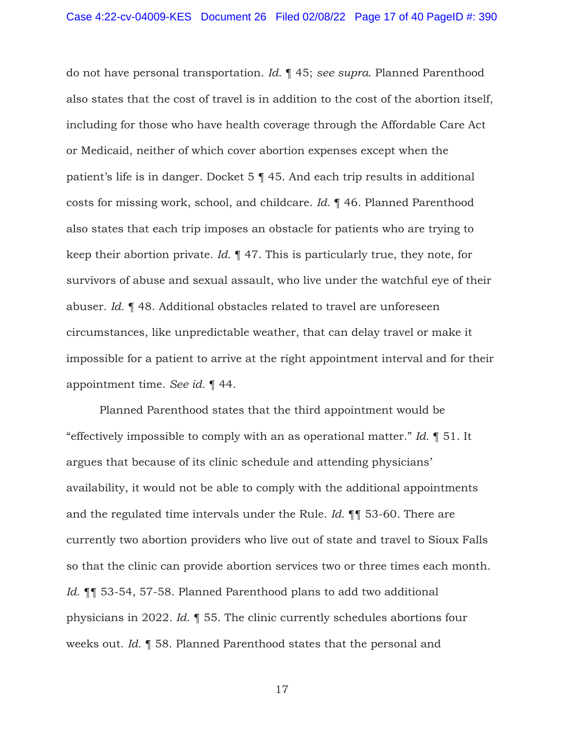do not have personal transportation. *Id.* ¶ 45; *see supra*. Planned Parenthood also states that the cost of travel is in addition to the cost of the abortion itself, including for those who have health coverage through the Affordable Care Act or Medicaid, neither of which cover abortion expenses except when the patient's life is in danger. Docket 5 ¶ 45. And each trip results in additional costs for missing work, school, and childcare. *Id.* ¶ 46. Planned Parenthood also states that each trip imposes an obstacle for patients who are trying to keep their abortion private. *Id.* ¶ 47. This is particularly true, they note, for survivors of abuse and sexual assault, who live under the watchful eye of their abuser. *Id.* ¶ 48. Additional obstacles related to travel are unforeseen circumstances, like unpredictable weather, that can delay travel or make it impossible for a patient to arrive at the right appointment interval and for their appointment time. *See id.* ¶ 44.

Planned Parenthood states that the third appointment would be "effectively impossible to comply with an as operational matter." *Id.* ¶ 51. It argues that because of its clinic schedule and attending physicians' availability, it would not be able to comply with the additional appointments and the regulated time intervals under the Rule. *Id.* ¶¶ 53-60. There are currently two abortion providers who live out of state and travel to Sioux Falls so that the clinic can provide abortion services two or three times each month. *Id.* ¶¶ 53-54, 57-58. Planned Parenthood plans to add two additional physicians in 2022. *Id.* ¶ 55. The clinic currently schedules abortions four weeks out. *Id.* ¶ 58. Planned Parenthood states that the personal and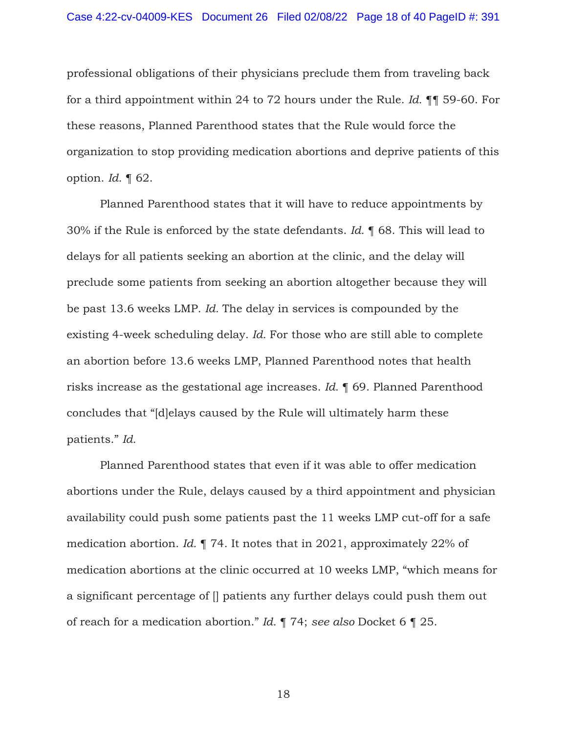professional obligations of their physicians preclude them from traveling back for a third appointment within 24 to 72 hours under the Rule. *Id.* ¶¶ 59-60. For these reasons, Planned Parenthood states that the Rule would force the organization to stop providing medication abortions and deprive patients of this option. *Id.* ¶ 62.

Planned Parenthood states that it will have to reduce appointments by 30% if the Rule is enforced by the state defendants. *Id.* ¶ 68. This will lead to delays for all patients seeking an abortion at the clinic, and the delay will preclude some patients from seeking an abortion altogether because they will be past 13.6 weeks LMP. *Id.* The delay in services is compounded by the existing 4-week scheduling delay. *Id.* For those who are still able to complete an abortion before 13.6 weeks LMP, Planned Parenthood notes that health risks increase as the gestational age increases. *Id.* ¶ 69. Planned Parenthood concludes that "[d]elays caused by the Rule will ultimately harm these patients." *Id.*

Planned Parenthood states that even if it was able to offer medication abortions under the Rule, delays caused by a third appointment and physician availability could push some patients past the 11 weeks LMP cut-off for a safe medication abortion. *Id.* ¶ 74. It notes that in 2021, approximately 22% of medication abortions at the clinic occurred at 10 weeks LMP, "which means for a significant percentage of [] patients any further delays could push them out of reach for a medication abortion." *Id.* ¶ 74; *see also* Docket 6 ¶ 25.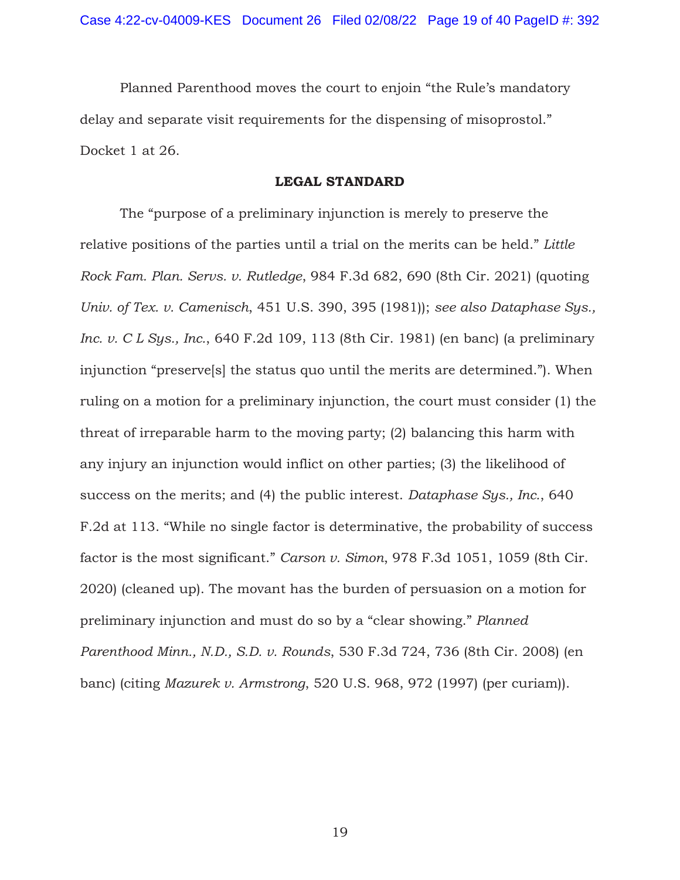Planned Parenthood moves the court to enjoin "the Rule's mandatory delay and separate visit requirements for the dispensing of misoprostol." Docket 1 at 26.

## LEGAL STANDARD

The "purpose of a preliminary injunction is merely to preserve the relative positions of the parties until a trial on the merits can be held." *Little Rock Fam. Plan. Servs. v. Rutledge*, 984 F.3d 682, 690 (8th Cir. 2021) (quoting *Univ. of Tex. v. Camenisch*, 451 U.S. 390, 395 (1981)); *see also Dataphase Sys., Inc. v. C L Sys., Inc.*, 640 F.2d 109, 113 (8th Cir. 1981) (en banc) (a preliminary injunction "preserve[s] the status quo until the merits are determined."). When ruling on a motion for a preliminary injunction, the court must consider (1) the threat of irreparable harm to the moving party; (2) balancing this harm with any injury an injunction would inflict on other parties; (3) the likelihood of success on the merits; and (4) the public interest. *Dataphase Sys., Inc.*, 640 F.2d at 113. "While no single factor is determinative, the probability of success factor is the most significant." *Carson v. Simon*, 978 F.3d 1051, 1059 (8th Cir. 2020) (cleaned up). The movant has the burden of persuasion on a motion for preliminary injunction and must do so by a "clear showing." *Planned Parenthood Minn., N.D., S.D. v. Rounds*, 530 F.3d 724, 736 (8th Cir. 2008) (en banc) (citing *Mazurek v. Armstrong*, 520 U.S. 968, 972 (1997) (per curiam)).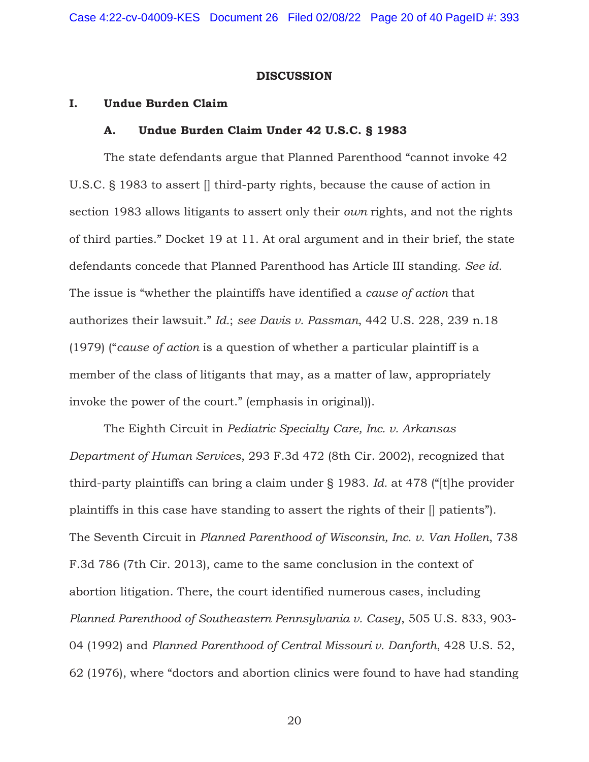## DISCUSSION

### I. Undue Burden Claim

#### A. Undue Burden Claim Under 42 U.S.C. § 1983

The state defendants argue that Planned Parenthood "cannot invoke 42 U.S.C. § 1983 to assert [] third-party rights, because the cause of action in section 1983 allows litigants to assert only their *own* rights, and not the rights of third parties." Docket 19 at 11. At oral argument and in their brief, the state defendants concede that Planned Parenthood has Article III standing. *See id.* The issue is "whether the plaintiffs have identified a *cause of action* that authorizes their lawsuit." *Id.*; *see Davis v. Passman*, 442 U.S. 228, 239 n.18 (1979) ("*cause of action* is a question of whether a particular plaintiff is a member of the class of litigants that may, as a matter of law, appropriately invoke the power of the court." (emphasis in original)).

The Eighth Circuit in *Pediatric Specialty Care, Inc. v. Arkansas Department of Human Services*, 293 F.3d 472 (8th Cir. 2002), recognized that third-party plaintiffs can bring a claim under § 1983. *Id.* at 478 ("[t]he provider plaintiffs in this case have standing to assert the rights of their [] patients"). The Seventh Circuit in *Planned Parenthood of Wisconsin, Inc. v. Van Hollen*, 738 F.3d 786 (7th Cir. 2013), came to the same conclusion in the context of abortion litigation. There, the court identified numerous cases, including *Planned Parenthood of Southeastern Pennsylvania v. Casey*, 505 U.S. 833, 903-04 (1992) and *Planned Parenthood of Central Missouri v. Danforth*, 428 U.S. 52, 62 (1976), where "doctors and abortion clinics were found to have had standing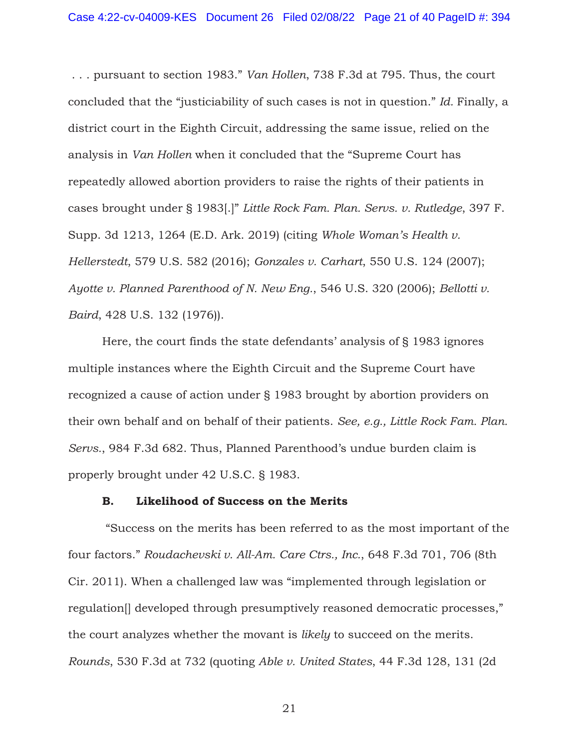. . . pursuant to section 1983." *Van Hollen*, 738 F.3d at 795. Thus, the court concluded that the "justiciability of such cases is not in question." *Id.* Finally, a district court in the Eighth Circuit, addressing the same issue, relied on the analysis in *Van Hollen* when it concluded that the "Supreme Court has repeatedly allowed abortion providers to raise the rights of their patients in cases brought under § 1983[.]" *Little Rock Fam. Plan. Servs. v. Rutledge*, 397 F. Supp. 3d 1213, 1264 (E.D. Ark. 2019) (citing *Whole Woman's Health v. Hellerstedt*, 579 U.S. 582 (2016); *Gonzales v. Carhart*, 550 U.S. 124 (2007); *Ayotte v. Planned Parenthood of N. New Eng.*, 546 U.S. 320 (2006); *Bellotti v. Baird*, 428 U.S. 132 (1976)).

Here, the court finds the state defendants' analysis of § 1983 ignores multiple instances where the Eighth Circuit and the Supreme Court have recognized a cause of action under § 1983 brought by abortion providers on their own behalf and on behalf of their patients. *See, e.g., Little Rock Fam. Plan. Servs.*, 984 F.3d 682. Thus, Planned Parenthood's undue burden claim is properly brought under 42 U.S.C. § 1983.

### B. Likelihood of Success on the Merits

"Success on the merits has been referred to as the most important of the four factors." *Roudachevski v. All-Am. Care Ctrs., Inc.*, 648 F.3d 701, 706 (8th Cir. 2011). When a challenged law was "implemented through legislation or regulation[] developed through presumptively reasoned democratic processes," the court analyzes whether the movant is *likely* to succeed on the merits. *Rounds*, 530 F.3d at 732 (quoting *Able v. United States*, 44 F.3d 128, 131 (2d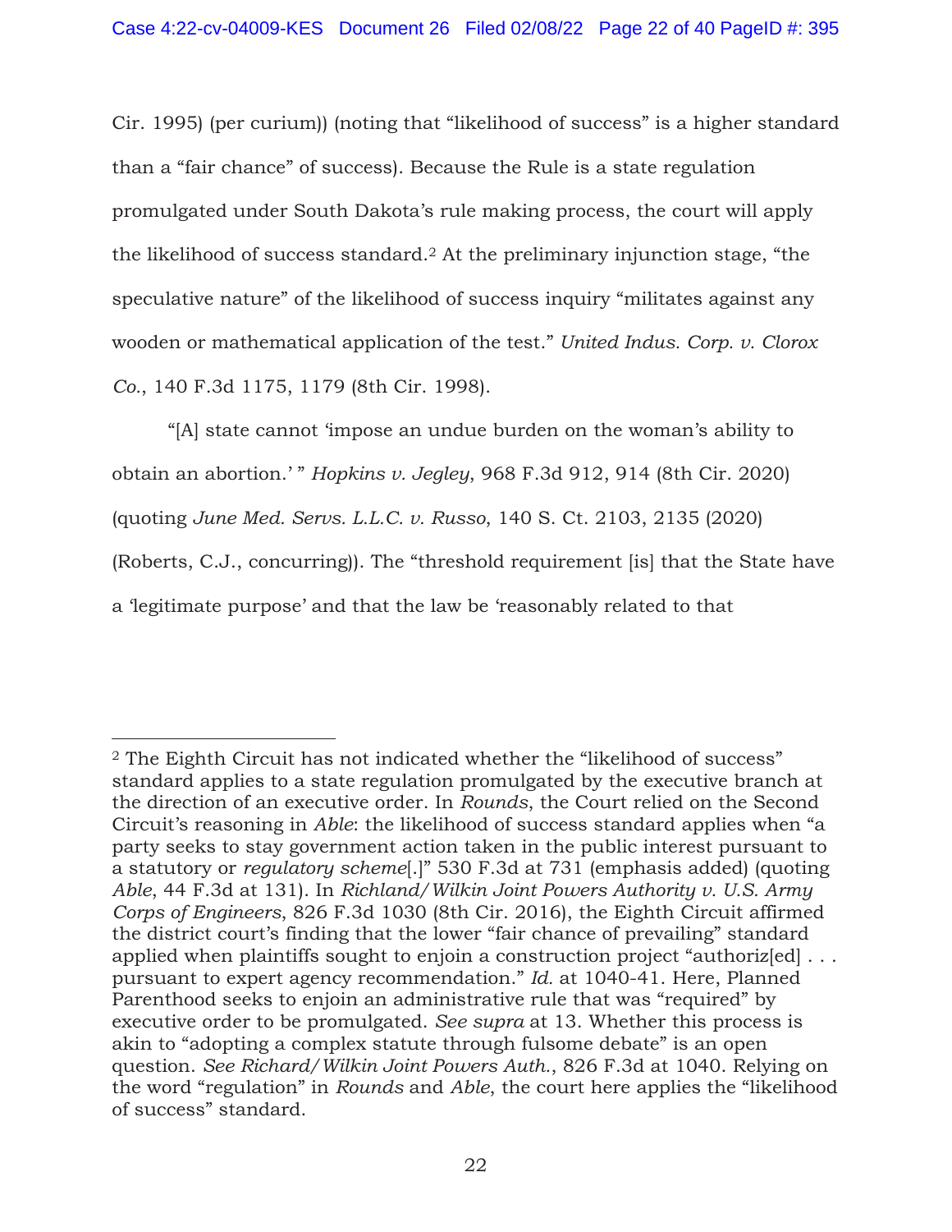Cir. 1995) (per curiam)) (noting that "likelihood of success" is a higher standard than a "fair chance" of success). Because the Rule is a state regulation promulgated under South Dakota's rule making process, the court will apply the likelihood of success standard.[2] At the preliminary injunction stage, "the speculative nature" of the likelihood of success inquiry "militates against any wooden or mathematical application of the test." *United Indus. Corp. v. Clorox Co.*, 140 F.3d 1175, 1179 (8th Cir. 1998).

"[A] state cannot 'impose an undue burden on the woman's ability to obtain an abortion.' " *Hopkins v. Jegley*, 968 F.3d 912, 914 (8th Cir. 2020) (quoting *June Med. Servs. L.L.C. v. Russo*, 140 S. Ct. 2103, 2135 (2020) (Roberts, C.J., concurring)). The "threshold requirement [is] that the State have a 'legitimate purpose' and that the law be 'reasonably related to that

---

[2] The Eighth Circuit has not indicated whether the "likelihood of success" standard applies to a state regulation promulgated by the executive branch at the direction of an executive order. In *Rounds*, the Court relied on the Second Circuit's reasoning in *Able*: the likelihood of success standard applies when "a party seeks to stay government action taken in the public interest pursuant to a statutory or *regulatory scheme*[.]" 530 F.3d at 731 (emphasis added) (quoting *Able*, 44 F.3d at 131). In *Richland/Wilkin Joint Powers Authority v. U.S. Army Corps of Engineers*, 826 F.3d 1030 (8th Cir. 2016), the Eighth Circuit affirmed the district court's finding that the lower "fair chance of prevailing" standard applied when plaintiffs sought to enjoin a construction project "authoriz[ed] . . . pursuant to expert agency recommendation." *Id.* at 1040-41. Here, Planned Parenthood seeks to enjoin an administrative rule that was "required" by executive order to be promulgated. *See supra* at 13. Whether this process is akin to "adopting a complex statute through fulsome debate" is an open question. *See Richard/Wilkin Joint Powers Auth.*, 826 F.3d at 1040. Relying on the word "regulation" in *Rounds* and *Able*, the court here applies the "likelihood of success" standard.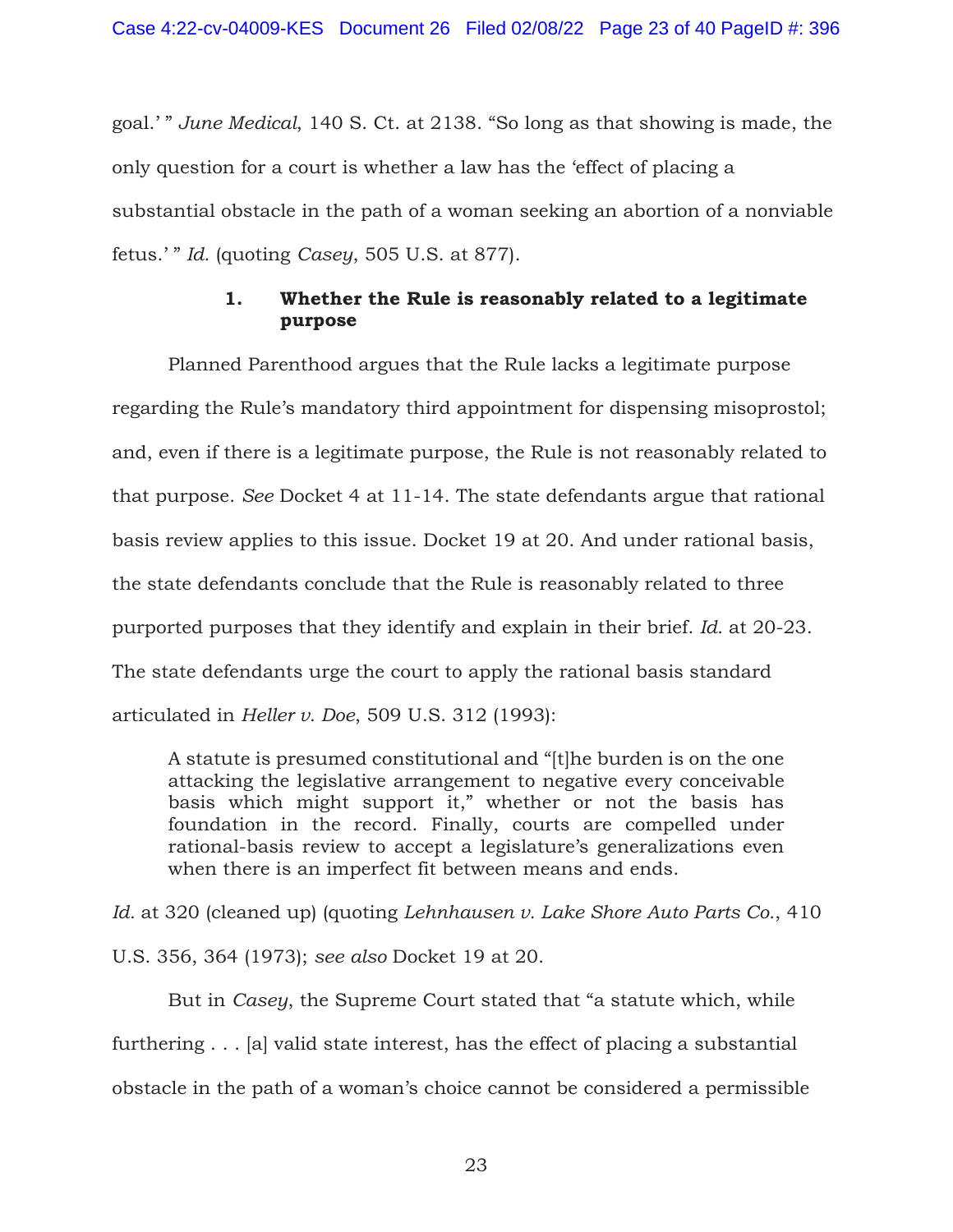goal.' " *June Medical*, 140 S. Ct. at 2138. "So long as that showing is made, the only question for a court is whether a law has the 'effect of placing a substantial obstacle in the path of a woman seeking an abortion of a nonviable fetus.' " *Id.* (quoting *Casey*, 505 U.S. at 877).

### 1. Whether the Rule is reasonably related to a legitimate purpose

Planned Parenthood argues that the Rule lacks a legitimate purpose regarding the Rule's mandatory third appointment for dispensing misoprostol; and, even if there is a legitimate purpose, the Rule is not reasonably related to that purpose. *See* Docket 4 at 11-14. The state defendants argue that rational basis review applies to this issue. Docket 19 at 20. And under rational basis, the state defendants conclude that the Rule is reasonably related to three purported purposes that they identify and explain in their brief. *Id.* at 20-23. The state defendants urge the court to apply the rational basis standard articulated in *Heller v. Doe*, 509 U.S. 312 (1993):

> A statute is presumed constitutional and "[t]he burden is on the one attacking the legislative arrangement to negative every conceivable basis which might support it," whether or not the basis has foundation in the record. Finally, courts are compelled under rational-basis review to accept a legislature's generalizations even when there is an imperfect fit between means and ends.

*Id.* at 320 (cleaned up) (quoting *Lehnhausen v. Lake Shore Auto Parts Co.*, 410 U.S. 356, 364 (1973); *see also* Docket 19 at 20.

But in *Casey*, the Supreme Court stated that "a statute which, while furthering . . . [a] valid state interest, has the effect of placing a substantial obstacle in the path of a woman's choice cannot be considered a permissible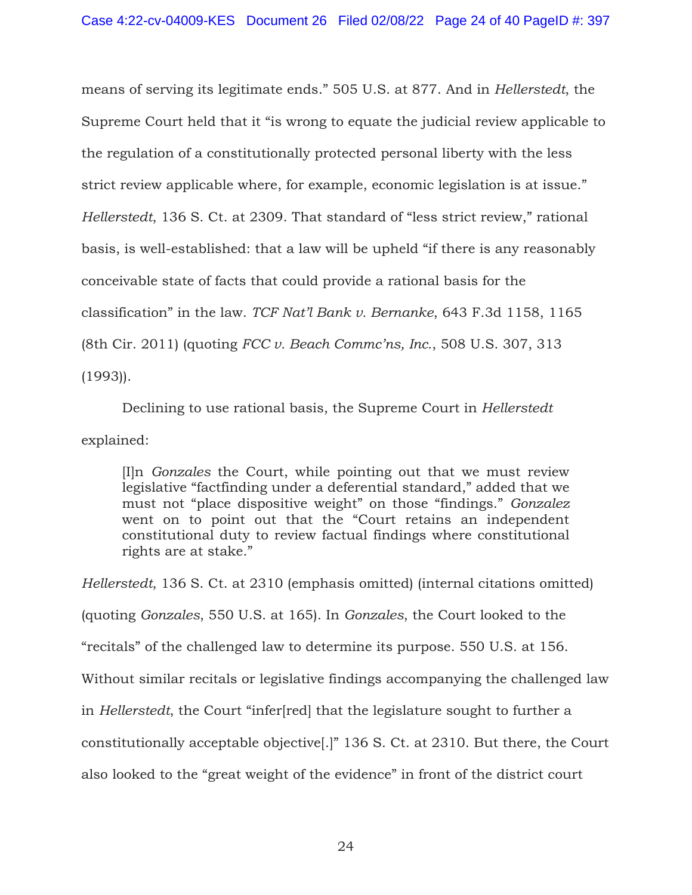means of serving its legitimate ends." 505 U.S. at 877. And in *Hellerstedt*, the Supreme Court held that it "is wrong to equate the judicial review applicable to the regulation of a constitutionally protected personal liberty with the less strict review applicable where, for example, economic legislation is at issue." *Hellerstedt*, 136 S. Ct. at 2309. That standard of "less strict review," rational basis, is well-established: that a law will be upheld "if there is any reasonably conceivable state of facts that could provide a rational basis for the classification" in the law. *TCF Nat'l Bank v. Bernanke*, 643 F.3d 1158, 1165 (8th Cir. 2011) (quoting *FCC v. Beach Commc'ns, Inc.*, 508 U.S. 307, 313 (1993)).

Declining to use rational basis, the Supreme Court in *Hellerstedt* explained:

> [I]n *Gonzales* the Court, while pointing out that we must review legislative "factfinding under a deferential standard," added that we must not "place dispositive weight" on those "findings." *Gonzalez* went on to point out that the "Court retains an independent constitutional duty to review factual findings where constitutional rights are at stake."

*Hellerstedt*, 136 S. Ct. at 2310 (emphasis omitted) (internal citations omitted) (quoting *Gonzales*, 550 U.S. at 165). In *Gonzales*, the Court looked to the "recitals" of the challenged law to determine its purpose. 550 U.S. at 156. Without similar recitals or legislative findings accompanying the challenged law in *Hellerstedt*, the Court "infer[red] that the legislature sought to further a constitutionally acceptable objective[.]" 136 S. Ct. at 2310. But there, the Court also looked to the "great weight of the evidence" in front of the district court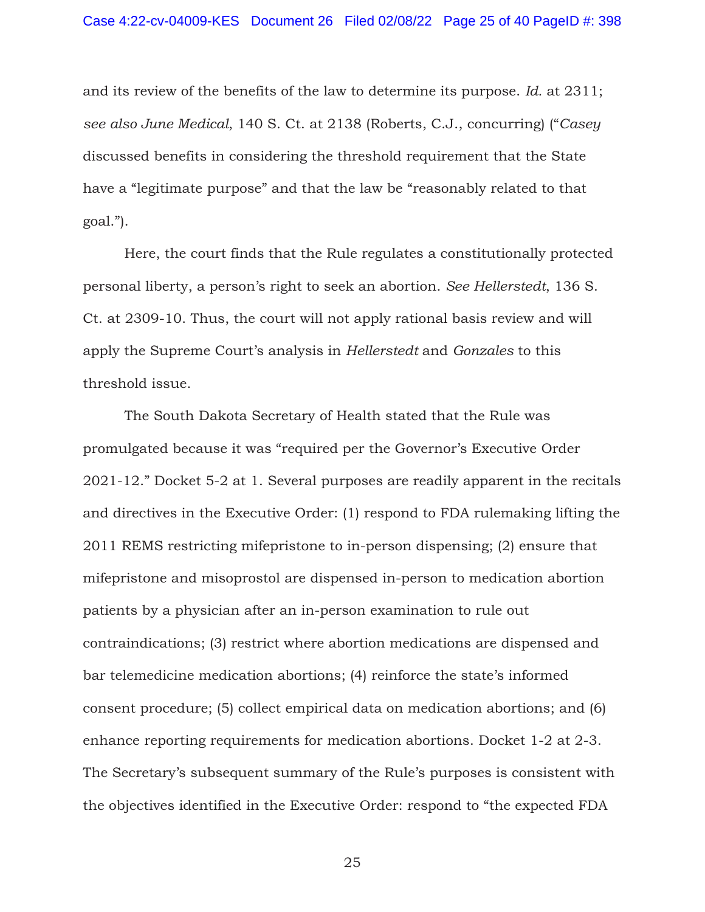and its review of the benefits of the law to determine its purpose. *Id.* at 2311; *see also June Medical*, 140 S. Ct. at 2138 (Roberts, C.J., concurring) ("*Casey* discussed benefits in considering the threshold requirement that the State have a "legitimate purpose" and that the law be "reasonably related to that goal.").

Here, the court finds that the Rule regulates a constitutionally protected personal liberty, a person's right to seek an abortion. *See Hellerstedt*, 136 S. Ct. at 2309-10. Thus, the court will not apply rational basis review and will apply the Supreme Court's analysis in *Hellerstedt* and *Gonzales* to this threshold issue.

The South Dakota Secretary of Health stated that the Rule was promulgated because it was "required per the Governor's Executive Order 2021-12." Docket 5-2 at 1. Several purposes are readily apparent in the recitals and directives in the Executive Order: (1) respond to FDA rulemaking lifting the 2011 REMS restricting mifepristone to in-person dispensing; (2) ensure that mifepristone and misoprostol are dispensed in-person to medication abortion patients by a physician after an in-person examination to rule out contraindications; (3) restrict where abortion medications are dispensed and bar telemedicine medication abortions; (4) reinforce the state's informed consent procedure; (5) collect empirical data on medication abortions; and (6) enhance reporting requirements for medication abortions. Docket 1-2 at 2-3. The Secretary's subsequent summary of the Rule's purposes is consistent with the objectives identified in the Executive Order: respond to "the expected FDA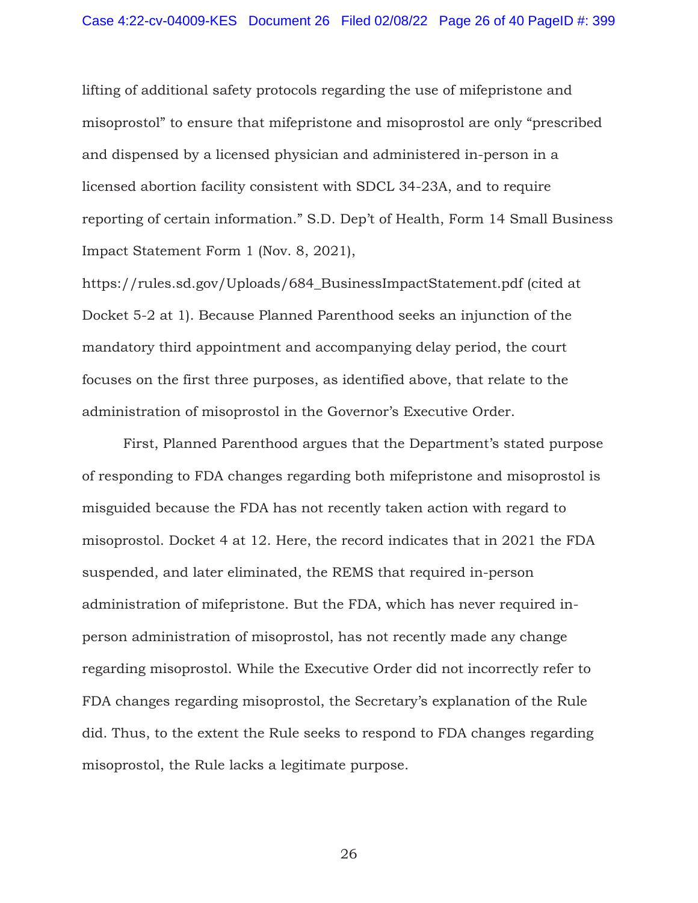lifting of additional safety protocols regarding the use of mifepristone and misoprostol" to ensure that mifepristone and misoprostol are only "prescribed and dispensed by a licensed physician and administered in-person in a licensed abortion facility consistent with SDCL 34-23A, and to require reporting of certain information." S.D. Dep't of Health, Form 14 Small Business Impact Statement Form 1 (Nov. 8, 2021), https://rules.sd.gov/Uploads/684_BusinessImpactStatement.pdf (cited at Docket 5-2 at 1). Because Planned Parenthood seeks an injunction of the mandatory third appointment and accompanying delay period, the court focuses on the first three purposes, as identified above, that relate to the administration of misoprostol in the Governor's Executive Order.

First, Planned Parenthood argues that the Department's stated purpose of responding to FDA changes regarding both mifepristone and misoprostol is misguided because the FDA has not recently taken action with regard to misoprostol. Docket 4 at 12. Here, the record indicates that in 2021 the FDA suspended, and later eliminated, the REMS that required in-person administration of mifepristone. But the FDA, which has never required in-person administration of misoprostol, has not recently made any change regarding misoprostol. While the Executive Order did not incorrectly refer to FDA changes regarding misoprostol, the Secretary's explanation of the Rule did. Thus, to the extent the Rule seeks to respond to FDA changes regarding misoprostol, the Rule lacks a legitimate purpose.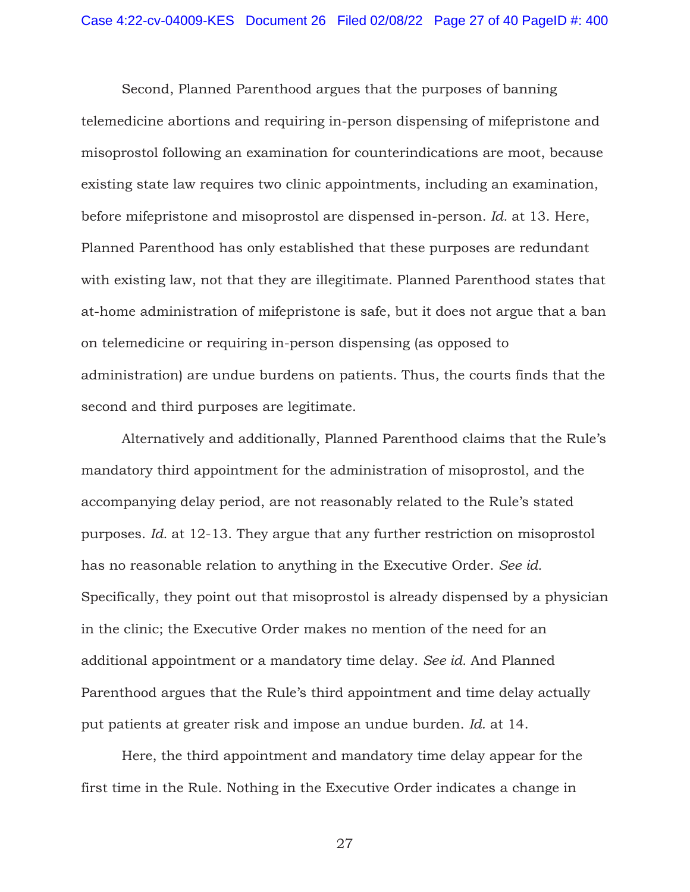Second, Planned Parenthood argues that the purposes of banning telemedicine abortions and requiring in-person dispensing of mifepristone and misoprostol following an examination for counterindications are moot, because existing state law requires two clinic appointments, including an examination, before mifepristone and misoprostol are dispensed in-person. *Id.* at 13. Here, Planned Parenthood has only established that these purposes are redundant with existing law, not that they are illegitimate. Planned Parenthood states that at-home administration of mifepristone is safe, but it does not argue that a ban on telemedicine or requiring in-person dispensing (as opposed to administration) are undue burdens on patients. Thus, the courts finds that the second and third purposes are legitimate.

Alternatively and additionally, Planned Parenthood claims that the Rule's mandatory third appointment for the administration of misoprostol, and the accompanying delay period, are not reasonably related to the Rule's stated purposes. *Id.* at 12-13. They argue that any further restriction on misoprostol has no reasonable relation to anything in the Executive Order. *See id.* Specifically, they point out that misoprostol is already dispensed by a physician in the clinic; the Executive Order makes no mention of the need for an additional appointment or a mandatory time delay. *See id.* And Planned Parenthood argues that the Rule's third appointment and time delay actually put patients at greater risk and impose an undue burden. *Id.* at 14.

Here, the third appointment and mandatory time delay appear for the first time in the Rule. Nothing in the Executive Order indicates a change in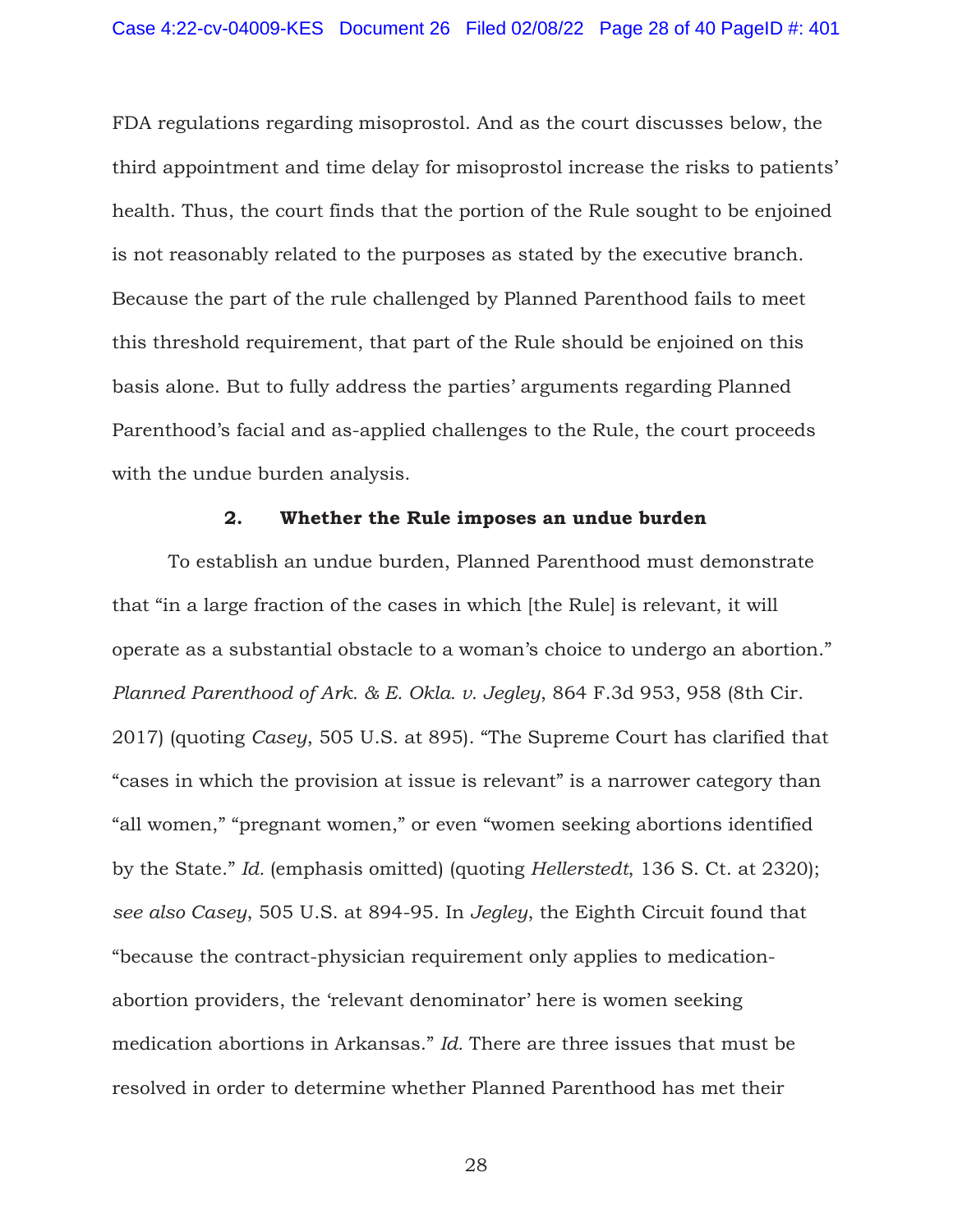FDA regulations regarding misoprostol. And as the court discusses below, the third appointment and time delay for misoprostol increase the risks to patients' health. Thus, the court finds that the portion of the Rule sought to be enjoined is not reasonably related to the purposes as stated by the executive branch. Because the part of the rule challenged by Planned Parenthood fails to meet this threshold requirement, that part of the Rule should be enjoined on this basis alone. But to fully address the parties' arguments regarding Planned Parenthood's facial and as-applied challenges to the Rule, the court proceeds with the undue burden analysis.

### 2. Whether the Rule imposes an undue burden

To establish an undue burden, Planned Parenthood must demonstrate that "in a large fraction of the cases in which [the Rule] is relevant, it will operate as a substantial obstacle to a woman's choice to undergo an abortion." *Planned Parenthood of Ark. & E. Okla. v. Jegley*, 864 F.3d 953, 958 (8th Cir. 2017) (quoting *Casey*, 505 U.S. at 895). "The Supreme Court has clarified that "cases in which the provision at issue is relevant" is a narrower category than "all women," "pregnant women," or even "women seeking abortions identified by the State." *Id.* (emphasis omitted) (quoting *Hellerstedt*, 136 S. Ct. at 2320); *see also Casey*, 505 U.S. at 894-95. In *Jegley*, the Eighth Circuit found that "because the contract-physician requirement only applies to medication-abortion providers, the 'relevant denominator' here is women seeking medication abortions in Arkansas." *Id.* There are three issues that must be resolved in order to determine whether Planned Parenthood has met their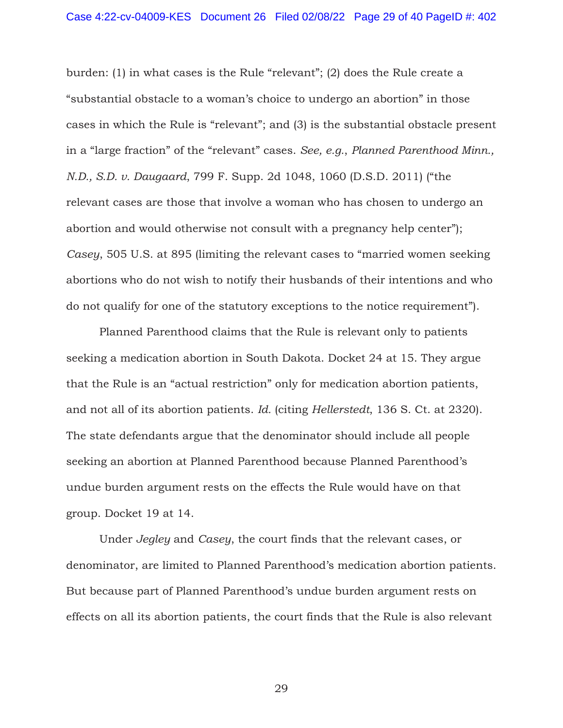burden: (1) in what cases is the Rule "relevant"; (2) does the Rule create a "substantial obstacle to a woman's choice to undergo an abortion" in those cases in which the Rule is "relevant"; and (3) is the substantial obstacle present in a "large fraction" of the "relevant" cases. *See, e.g.*, *Planned Parenthood Minn., N.D., S.D. v. Daugaard*, 799 F. Supp. 2d 1048, 1060 (D.S.D. 2011) ("the relevant cases are those that involve a woman who has chosen to undergo an abortion and would otherwise not consult with a pregnancy help center"); *Casey*, 505 U.S. at 895 (limiting the relevant cases to "married women seeking abortions who do not wish to notify their husbands of their intentions and who do not qualify for one of the statutory exceptions to the notice requirement").

Planned Parenthood claims that the Rule is relevant only to patients seeking a medication abortion in South Dakota. Docket 24 at 15. They argue that the Rule is an "actual restriction" only for medication abortion patients, and not all of its abortion patients. *Id.* (citing *Hellerstedt*, 136 S. Ct. at 2320). The state defendants argue that the denominator should include all people seeking an abortion at Planned Parenthood because Planned Parenthood's undue burden argument rests on the effects the Rule would have on that group. Docket 19 at 14.

Under *Jegley* and *Casey*, the court finds that the relevant cases, or denominator, are limited to Planned Parenthood's medication abortion patients. But because part of Planned Parenthood's undue burden argument rests on effects on all its abortion patients, the court finds that the Rule is also relevant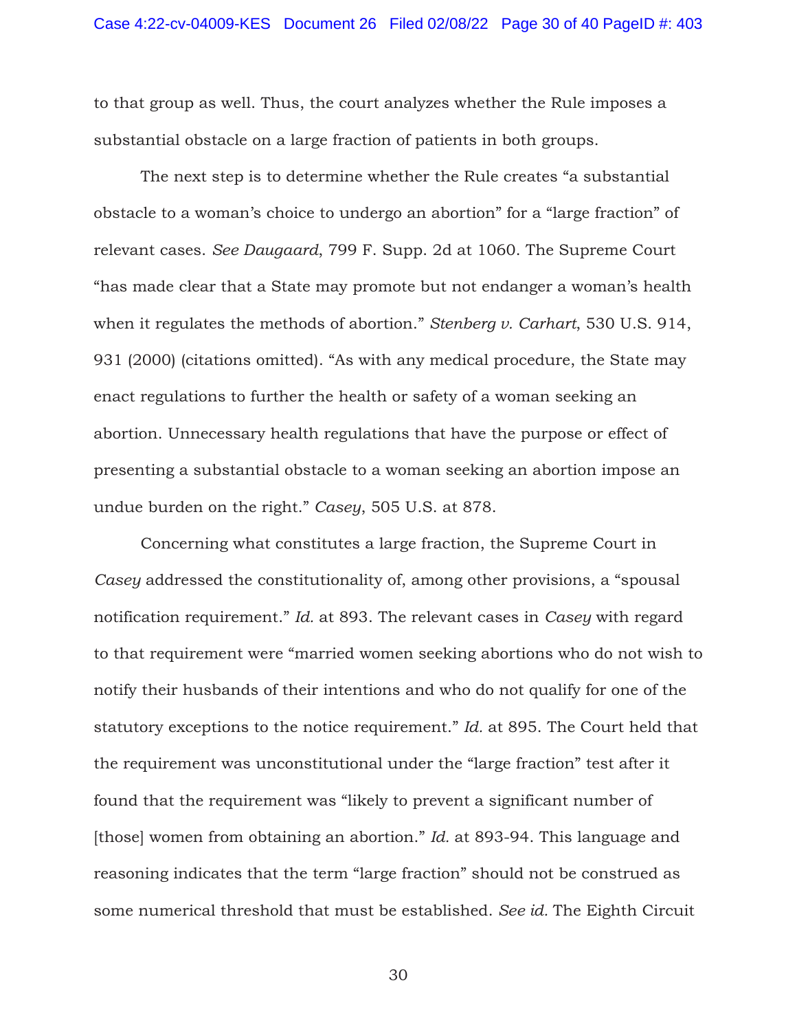to that group as well. Thus, the court analyzes whether the Rule imposes a substantial obstacle on a large fraction of patients in both groups.

The next step is to determine whether the Rule creates "a substantial obstacle to a woman's choice to undergo an abortion" for a "large fraction" of relevant cases. *See Daugaard*, 799 F. Supp. 2d at 1060. The Supreme Court "has made clear that a State may promote but not endanger a woman's health when it regulates the methods of abortion." *Stenberg v. Carhart*, 530 U.S. 914, 931 (2000) (citations omitted). "As with any medical procedure, the State may enact regulations to further the health or safety of a woman seeking an abortion. Unnecessary health regulations that have the purpose or effect of presenting a substantial obstacle to a woman seeking an abortion impose an undue burden on the right." *Casey*, 505 U.S. at 878.

Concerning what constitutes a large fraction, the Supreme Court in *Casey* addressed the constitutionality of, among other provisions, a "spousal notification requirement." *Id.* at 893. The relevant cases in *Casey* with regard to that requirement were "married women seeking abortions who do not wish to notify their husbands of their intentions and who do not qualify for one of the statutory exceptions to the notice requirement." *Id.* at 895. The Court held that the requirement was unconstitutional under the "large fraction" test after it found that the requirement was "likely to prevent a significant number of [those] women from obtaining an abortion." *Id.* at 893-94. This language and reasoning indicates that the term "large fraction" should not be construed as some numerical threshold that must be established. *See id.* The Eighth Circuit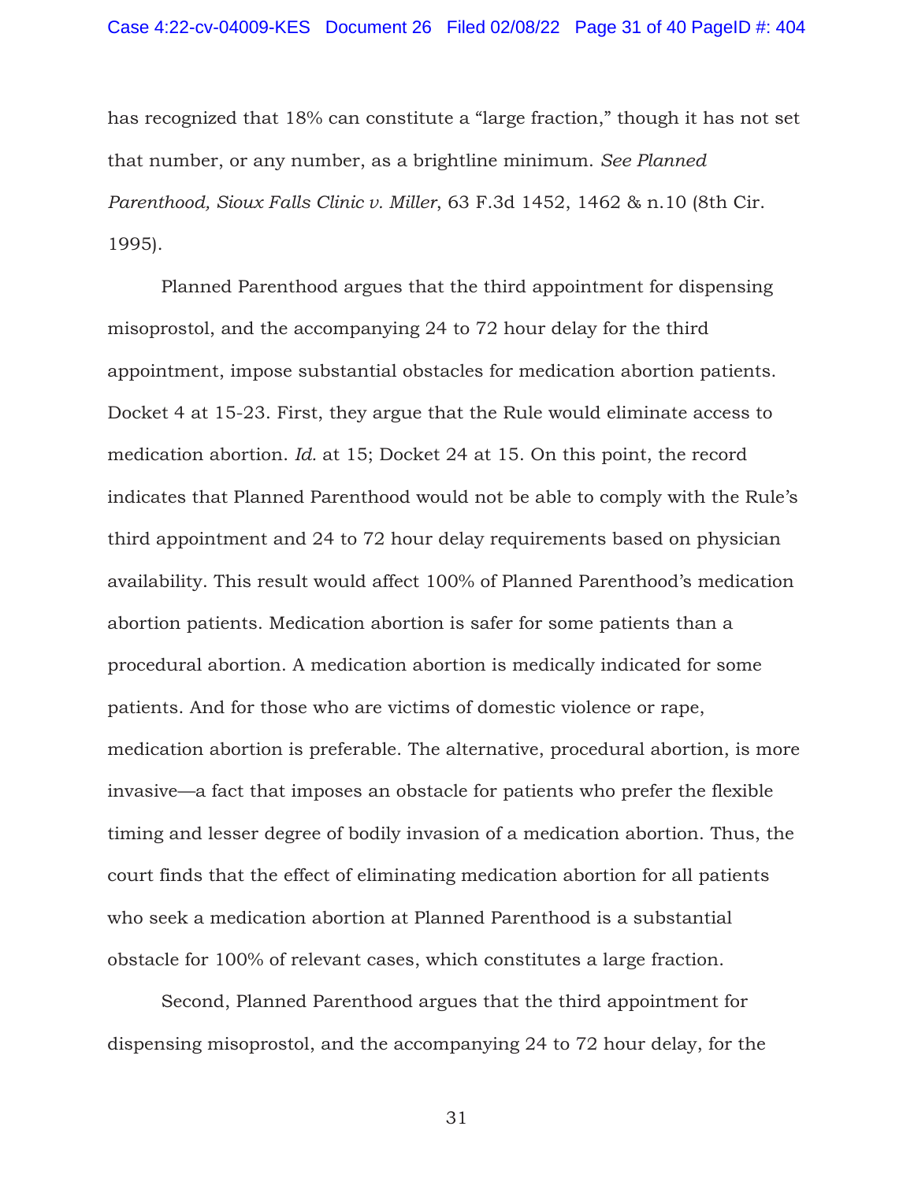has recognized that 18% can constitute a "large fraction," though it has not set that number, or any number, as a brightline minimum. *See Planned Parenthood, Sioux Falls Clinic v. Miller*, 63 F.3d 1452, 1462 & n.10 (8th Cir. 1995).

Planned Parenthood argues that the third appointment for dispensing misoprostol, and the accompanying 24 to 72 hour delay for the third appointment, impose substantial obstacles for medication abortion patients. Docket 4 at 15-23. First, they argue that the Rule would eliminate access to medication abortion. *Id.* at 15; Docket 24 at 15. On this point, the record indicates that Planned Parenthood would not be able to comply with the Rule's third appointment and 24 to 72 hour delay requirements based on physician availability. This result would affect 100% of Planned Parenthood's medication abortion patients. Medication abortion is safer for some patients than a procedural abortion. A medication abortion is medically indicated for some patients. And for those who are victims of domestic violence or rape, medication abortion is preferable. The alternative, procedural abortion, is more invasive—a fact that imposes an obstacle for patients who prefer the flexible timing and lesser degree of bodily invasion of a medication abortion. Thus, the court finds that the effect of eliminating medication abortion for all patients who seek a medication abortion at Planned Parenthood is a substantial obstacle for 100% of relevant cases, which constitutes a large fraction.

Second, Planned Parenthood argues that the third appointment for dispensing misoprostol, and the accompanying 24 to 72 hour delay, for the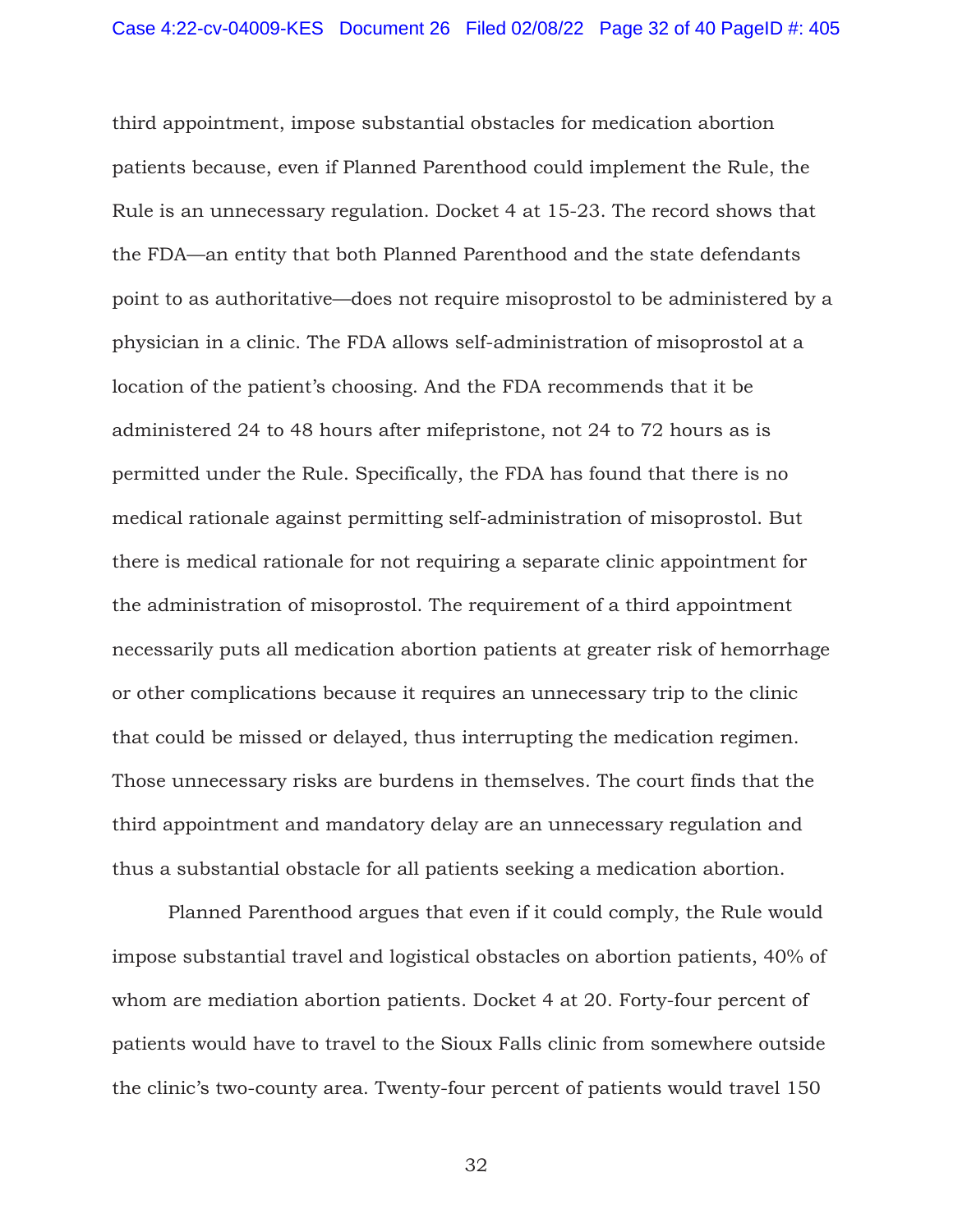third appointment, impose substantial obstacles for medication abortion patients because, even if Planned Parenthood could implement the Rule, the Rule is an unnecessary regulation. Docket 4 at 15-23. The record shows that the FDA—an entity that both Planned Parenthood and the state defendants point to as authoritative—does not require misoprostol to be administered by a physician in a clinic. The FDA allows self-administration of misoprostol at a location of the patient's choosing. And the FDA recommends that it be administered 24 to 48 hours after mifepristone, not 24 to 72 hours as is permitted under the Rule. Specifically, the FDA has found that there is no medical rationale against permitting self-administration of misoprostol. But there is medical rationale for not requiring a separate clinic appointment for the administration of misoprostol. The requirement of a third appointment necessarily puts all medication abortion patients at greater risk of hemorrhage or other complications because it requires an unnecessary trip to the clinic that could be missed or delayed, thus interrupting the medication regimen. Those unnecessary risks are burdens in themselves. The court finds that the third appointment and mandatory delay are an unnecessary regulation and thus a substantial obstacle for all patients seeking a medication abortion.

Planned Parenthood argues that even if it could comply, the Rule would impose substantial travel and logistical obstacles on abortion patients, 40% of whom are mediation abortion patients. Docket 4 at 20. Forty-four percent of patients would have to travel to the Sioux Falls clinic from somewhere outside the clinic's two-county area. Twenty-four percent of patients would travel 150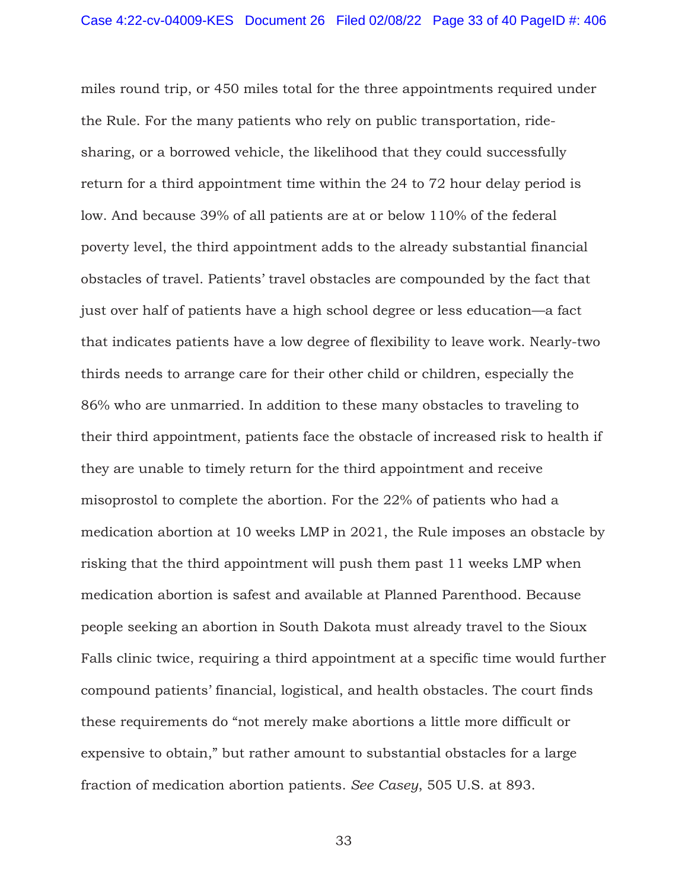miles round trip, or 450 miles total for the three appointments required under the Rule. For the many patients who rely on public transportation, ride-sharing, or a borrowed vehicle, the likelihood that they could successfully return for a third appointment time within the 24 to 72 hour delay period is low. And because 39% of all patients are at or below 110% of the federal poverty level, the third appointment adds to the already substantial financial obstacles of travel. Patients' travel obstacles are compounded by the fact that just over half of patients have a high school degree or less education—a fact that indicates patients have a low degree of flexibility to leave work. Nearly-two thirds needs to arrange care for their other child or children, especially the 86% who are unmarried. In addition to these many obstacles to traveling to their third appointment, patients face the obstacle of increased risk to health if they are unable to timely return for the third appointment and receive misoprostol to complete the abortion. For the 22% of patients who had a medication abortion at 10 weeks LMP in 2021, the Rule imposes an obstacle by risking that the third appointment will push them past 11 weeks LMP when medication abortion is safest and available at Planned Parenthood. Because people seeking an abortion in South Dakota must already travel to the Sioux Falls clinic twice, requiring a third appointment at a specific time would further compound patients' financial, logistical, and health obstacles. The court finds these requirements do "not merely make abortions a little more difficult or expensive to obtain," but rather amount to substantial obstacles for a large fraction of medication abortion patients. *See Casey*, 505 U.S. at 893.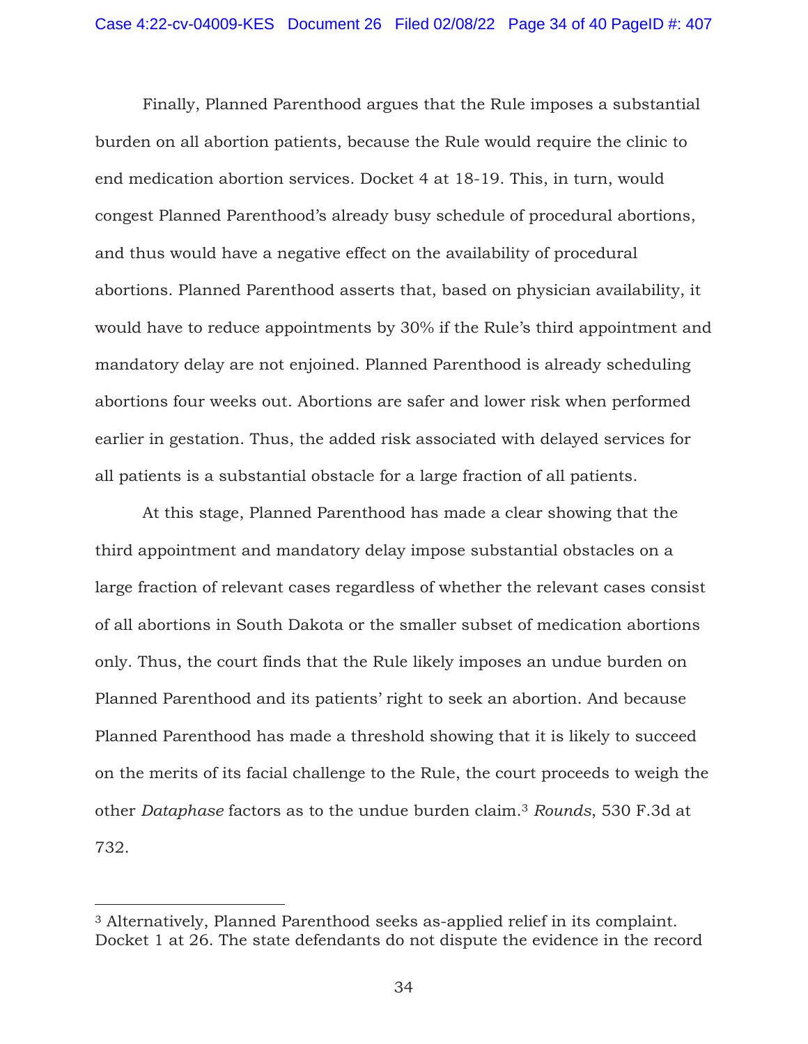Finally, Planned Parenthood argues that the Rule imposes a substantial burden on all abortion patients, because the Rule would require the clinic to end medication abortion services. Docket 4 at 18-19. This, in turn, would congest Planned Parenthood's already busy schedule of procedural abortions, and thus would have a negative effect on the availability of procedural abortions. Planned Parenthood asserts that, based on physician availability, it would have to reduce appointments by 30% if the Rule's third appointment and mandatory delay are not enjoined. Planned Parenthood is already scheduling abortions four weeks out. Abortions are safer and lower risk when performed earlier in gestation. Thus, the added risk associated with delayed services for all patients is a substantial obstacle for a large fraction of all patients.

At this stage, Planned Parenthood has made a clear showing that the third appointment and mandatory delay impose substantial obstacles on a large fraction of relevant cases regardless of whether the relevant cases consist of all abortions in South Dakota or the smaller subset of medication abortions only. Thus, the court finds that the Rule likely imposes an undue burden on Planned Parenthood and its patients' right to seek an abortion. And because Planned Parenthood has made a threshold showing that it is likely to succeed on the merits of its facial challenge to the Rule, the court proceeds to weigh the other *Dataphase* factors as to the undue burden claim.[3] *Rounds*, 530 F.3d at 732.

---

[3] Alternatively, Planned Parenthood seeks as-applied relief in its complaint. Docket 1 at 26. The state defendants do not dispute the evidence in the record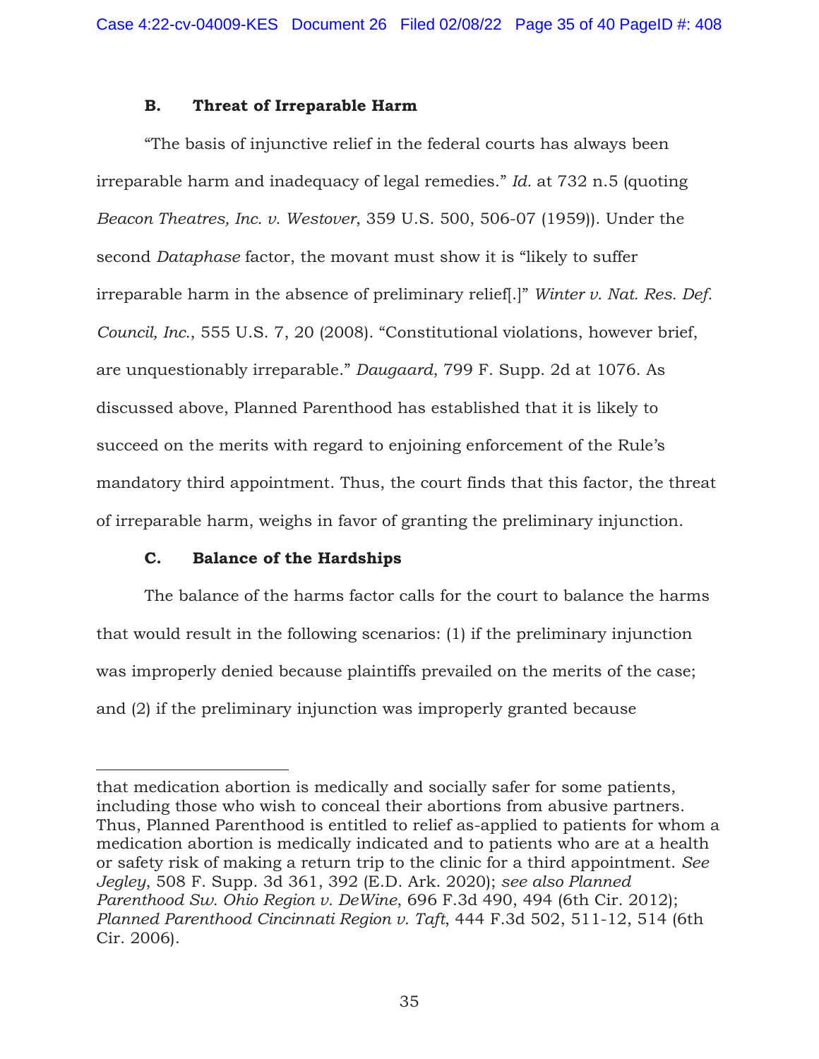### B. Threat of Irreparable Harm

"The basis of injunctive relief in the federal courts has always been irreparable harm and inadequacy of legal remedies." *Id.* at 732 n.5 (quoting *Beacon Theatres, Inc. v. Westover*, 359 U.S. 500, 506-07 (1959)). Under the second *Dataphase* factor, the movant must show it is "likely to suffer irreparable harm in the absence of preliminary relief[.]" *Winter v. Nat. Res. Def. Council, Inc.*, 555 U.S. 7, 20 (2008). "Constitutional violations, however brief, are unquestionably irreparable." *Daugaard*, 799 F. Supp. 2d at 1076. As discussed above, Planned Parenthood has established that it is likely to succeed on the merits with regard to enjoining enforcement of the Rule's mandatory third appointment. Thus, the court finds that this factor, the threat of irreparable harm, weighs in favor of granting the preliminary injunction.

### C. Balance of the Hardships

The balance of the harms factor calls for the court to balance the harms that would result in the following scenarios: (1) if the preliminary injunction was improperly denied because plaintiffs prevailed on the merits of the case; and (2) if the preliminary injunction was improperly granted because

---

that medication abortion is medically and socially safer for some patients, including those who wish to conceal their abortions from abusive partners. Thus, Planned Parenthood is entitled to relief as-applied to patients for whom a medication abortion is medically indicated and to patients who are at a health or safety risk of making a return trip to the clinic for a third appointment. *See Jegley*, 508 F. Supp. 3d 361, 392 (E.D. Ark. 2020); *see also Planned Parenthood Sw. Ohio Region v. DeWine*, 696 F.3d 490, 494 (6th Cir. 2012); *Planned Parenthood Cincinnati Region v. Taft*, 444 F.3d 502, 511-12, 514 (6th Cir. 2006).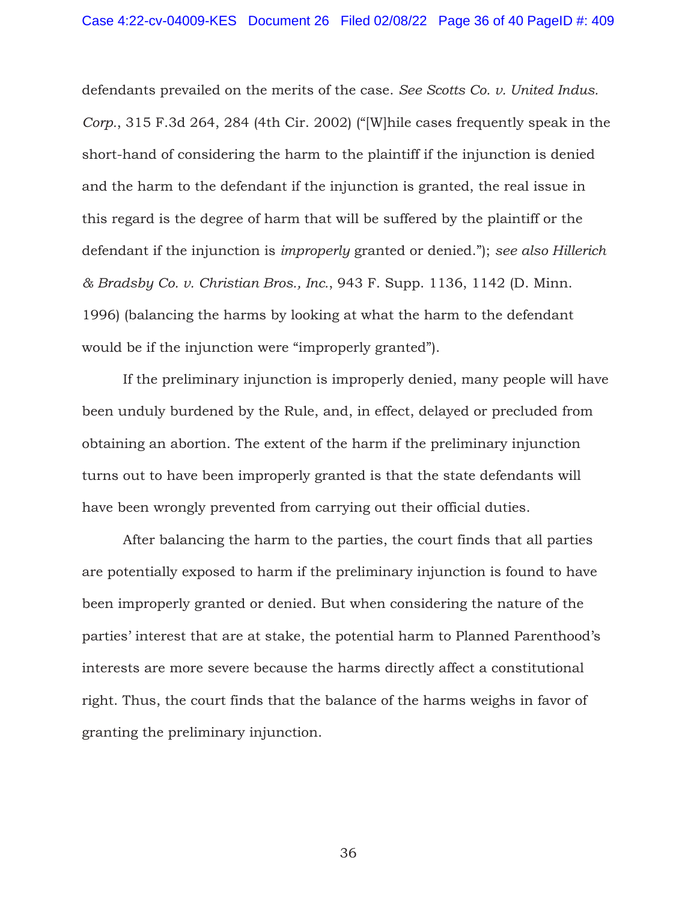defendants prevailed on the merits of the case. *See Scotts Co. v. United Indus. Corp.*, 315 F.3d 264, 284 (4th Cir. 2002) ("[W]hile cases frequently speak in the short-hand of considering the harm to the plaintiff if the injunction is denied and the harm to the defendant if the injunction is granted, the real issue in this regard is the degree of harm that will be suffered by the plaintiff or the defendant if the injunction is *improperly* granted or denied."); *see also Hillerich & Bradsby Co. v. Christian Bros., Inc.*, 943 F. Supp. 1136, 1142 (D. Minn. 1996) (balancing the harms by looking at what the harm to the defendant would be if the injunction were "improperly granted").

If the preliminary injunction is improperly denied, many people will have been unduly burdened by the Rule, and, in effect, delayed or precluded from obtaining an abortion. The extent of the harm if the preliminary injunction turns out to have been improperly granted is that the state defendants will have been wrongly prevented from carrying out their official duties.

After balancing the harm to the parties, the court finds that all parties are potentially exposed to harm if the preliminary injunction is found to have been improperly granted or denied. But when considering the nature of the parties' interest that are at stake, the potential harm to Planned Parenthood's interests are more severe because the harms directly affect a constitutional right. Thus, the court finds that the balance of the harms weighs in favor of granting the preliminary injunction.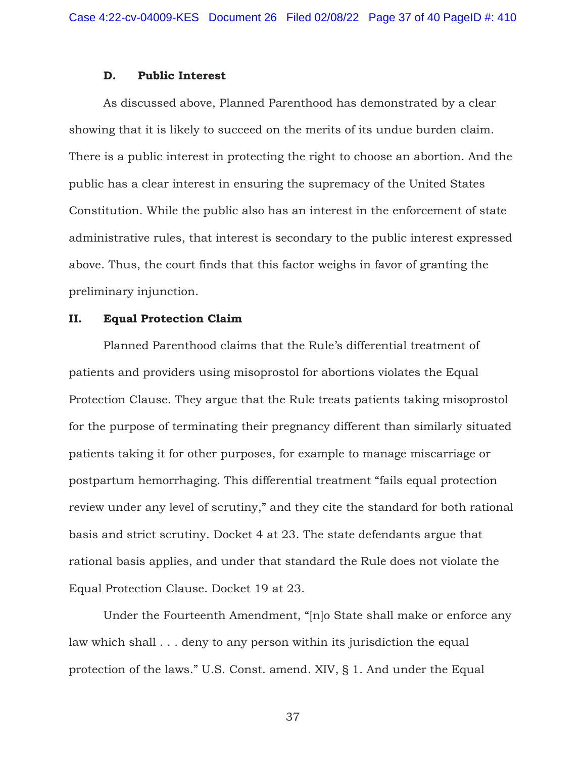### D. Public Interest

As discussed above, Planned Parenthood has demonstrated by a clear showing that it is likely to succeed on the merits of its undue burden claim. There is a public interest in protecting the right to choose an abortion. And the public has a clear interest in ensuring the supremacy of the United States Constitution. While the public also has an interest in the enforcement of state administrative rules, that interest is secondary to the public interest expressed above. Thus, the court finds that this factor weighs in favor of granting the preliminary injunction.

## II. Equal Protection Claim

Planned Parenthood claims that the Rule's differential treatment of patients and providers using misoprostol for abortions violates the Equal Protection Clause. They argue that the Rule treats patients taking misoprostol for the purpose of terminating their pregnancy different than similarly situated patients taking it for other purposes, for example to manage miscarriage or postpartum hemorrhaging. This differential treatment "fails equal protection review under any level of scrutiny," and they cite the standard for both rational basis and strict scrutiny. Docket 4 at 23. The state defendants argue that rational basis applies, and under that standard the Rule does not violate the Equal Protection Clause. Docket 19 at 23.

Under the Fourteenth Amendment, "[n]o State shall make or enforce any law which shall . . . deny to any person within its jurisdiction the equal protection of the laws." U.S. Const. amend. XIV, § 1. And under the Equal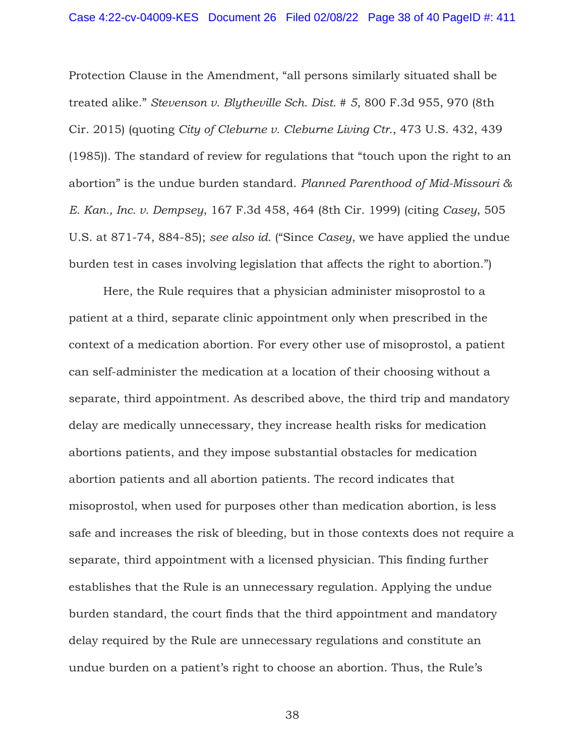Protection Clause in the Amendment, "all persons similarly situated shall be treated alike." *Stevenson v. Blytheville Sch. Dist. # 5*, 800 F.3d 955, 970 (8th Cir. 2015) (quoting *City of Cleburne v. Cleburne Living Ctr.*, 473 U.S. 432, 439 (1985)). The standard of review for regulations that "touch upon the right to an abortion" is the undue burden standard. *Planned Parenthood of Mid-Missouri & E. Kan., Inc. v. Dempsey*, 167 F.3d 458, 464 (8th Cir. 1999) (citing *Casey*, 505 U.S. at 871-74, 884-85); *see also id.* ("Since *Casey*, we have applied the undue burden test in cases involving legislation that affects the right to abortion.")

Here, the Rule requires that a physician administer misoprostol to a patient at a third, separate clinic appointment only when prescribed in the context of a medication abortion. For every other use of misoprostol, a patient can self-administer the medication at a location of their choosing without a separate, third appointment. As described above, the third trip and mandatory delay are medically unnecessary, they increase health risks for medication abortions patients, and they impose substantial obstacles for medication abortion patients and all abortion patients. The record indicates that misoprostol, when used for purposes other than medication abortion, is less safe and increases the risk of bleeding, but in those contexts does not require a separate, third appointment with a licensed physician. This finding further establishes that the Rule is an unnecessary regulation. Applying the undue burden standard, the court finds that the third appointment and mandatory delay required by the Rule are unnecessary regulations and constitute an undue burden on a patient's right to choose an abortion. Thus, the Rule's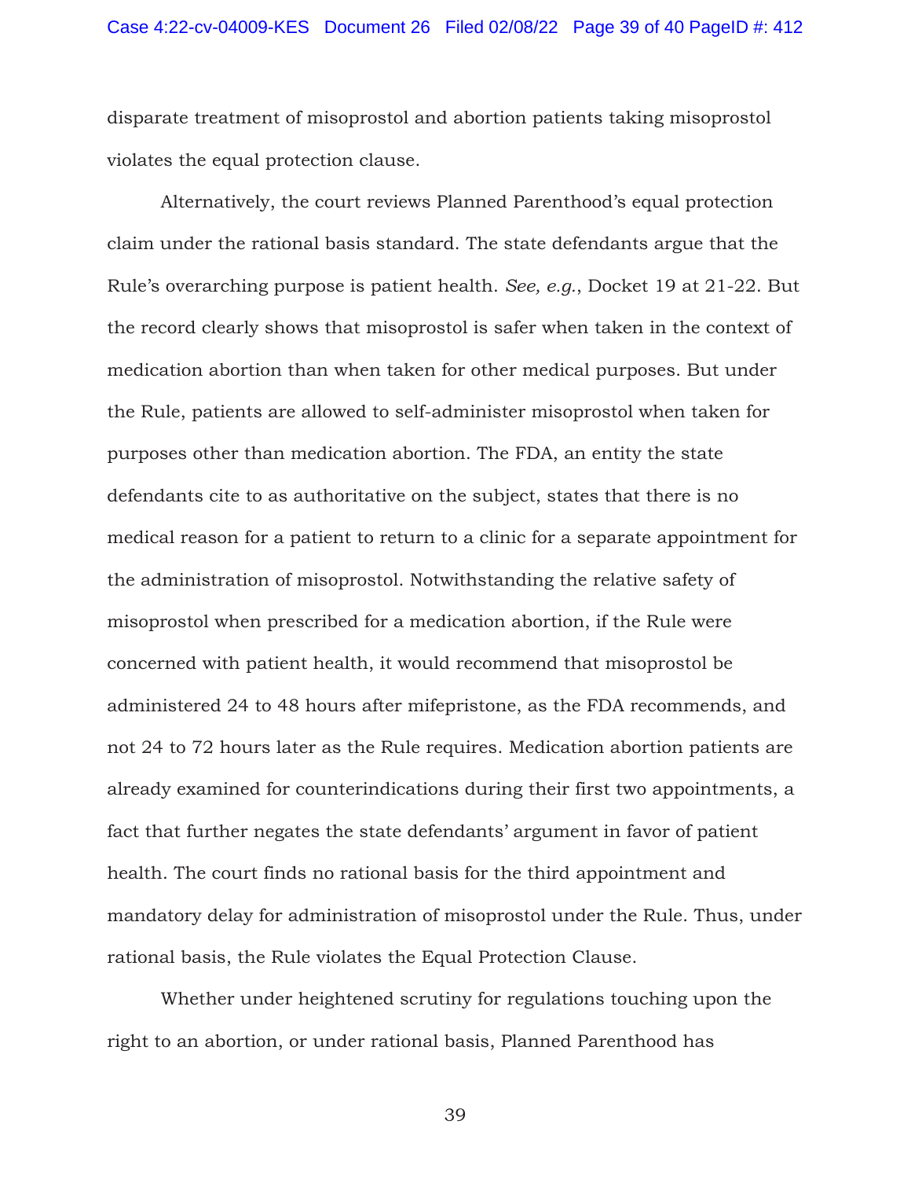disparate treatment of misoprostol and abortion patients taking misoprostol violates the equal protection clause.

Alternatively, the court reviews Planned Parenthood's equal protection claim under the rational basis standard. The state defendants argue that the Rule's overarching purpose is patient health. *See, e.g.*, Docket 19 at 21-22. But the record clearly shows that misoprostol is safer when taken in the context of medication abortion than when taken for other medical purposes. But under the Rule, patients are allowed to self-administer misoprostol when taken for purposes other than medication abortion. The FDA, an entity the state defendants cite to as authoritative on the subject, states that there is no medical reason for a patient to return to a clinic for a separate appointment for the administration of misoprostol. Notwithstanding the relative safety of misoprostol when prescribed for a medication abortion, if the Rule were concerned with patient health, it would recommend that misoprostol be administered 24 to 48 hours after mifepristone, as the FDA recommends, and not 24 to 72 hours later as the Rule requires. Medication abortion patients are already examined for counterindications during their first two appointments, a fact that further negates the state defendants' argument in favor of patient health. The court finds no rational basis for the third appointment and mandatory delay for administration of misoprostol under the Rule. Thus, under rational basis, the Rule violates the Equal Protection Clause.

Whether under heightened scrutiny for regulations touching upon the right to an abortion, or under rational basis, Planned Parenthood has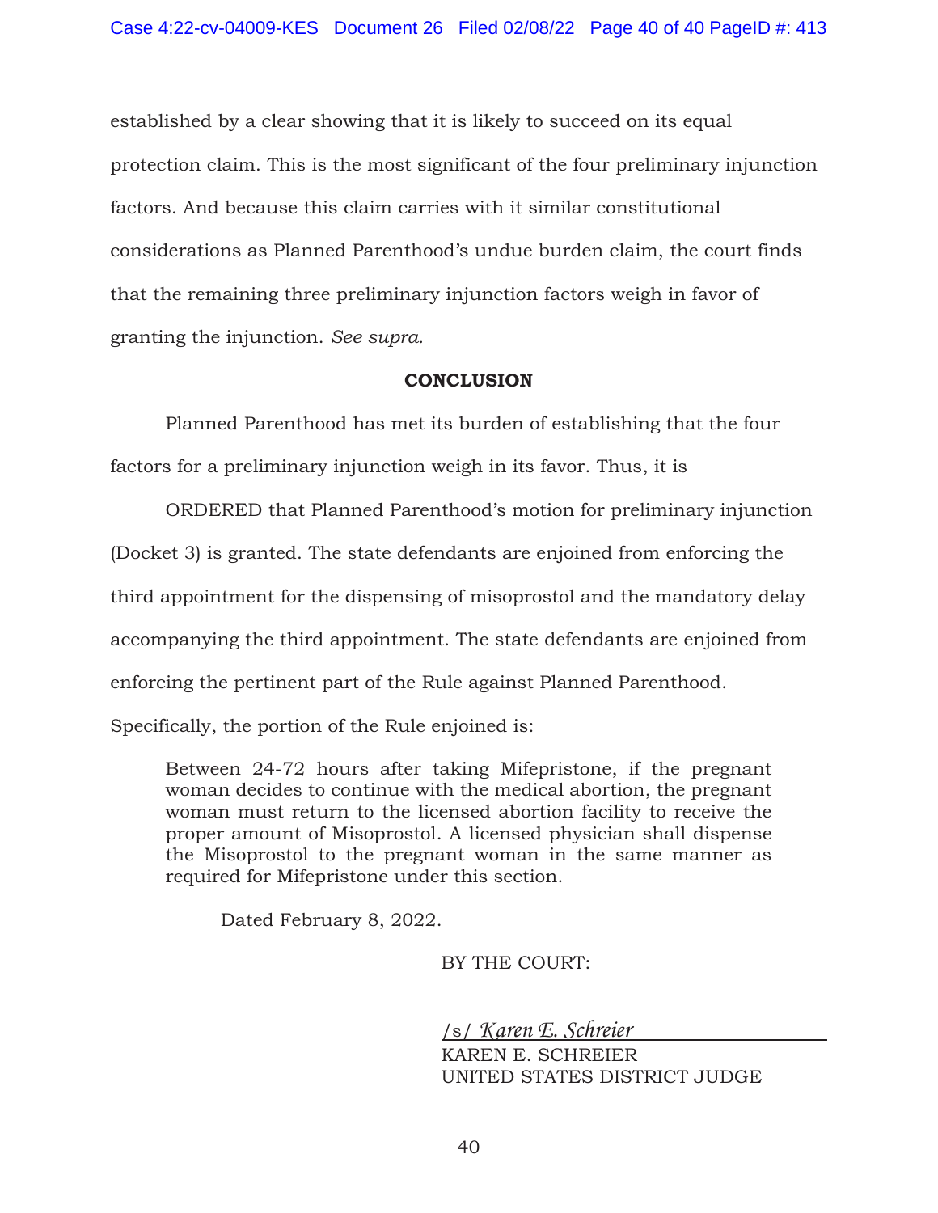established by a clear showing that it is likely to succeed on its equal protection claim. This is the most significant of the four preliminary injunction factors. And because this claim carries with it similar constitutional considerations as Planned Parenthood's undue burden claim, the court finds that the remaining three preliminary injunction factors weigh in favor of granting the injunction. *See supra*.

**CONCLUSION**

Planned Parenthood has met its burden of establishing that the four factors for a preliminary injunction weigh in its favor. Thus, it is

ORDERED that Planned Parenthood's motion for preliminary injunction (Docket 3) is granted. The state defendants are enjoined from enforcing the third appointment for the dispensing of misoprostol and the mandatory delay accompanying the third appointment. The state defendants are enjoined from enforcing the pertinent part of the Rule against Planned Parenthood. Specifically, the portion of the Rule enjoined is:

> Between 24-72 hours after taking Mifepristone, if the pregnant woman decides to continue with the medical abortion, the pregnant woman must return to the licensed abortion facility to receive the proper amount of Misoprostol. A licensed physician shall dispense the Misoprostol to the pregnant woman in the same manner as required for Mifepristone under this section.

Dated February 8, 2022.

BY THE COURT:

/s/ *Karen E. Schreier*
KAREN E. SCHREIER
UNITED STATES DISTRICT JUDGE